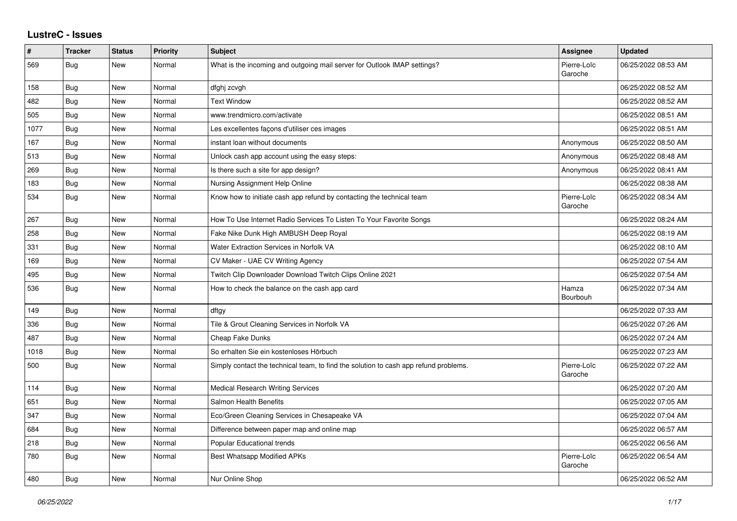## LustreC - Issues

| # | Tracker | Status | Priority | Subject | Assignee | Updated |
|---|---|---|---|---|---|---|
| 569 | Bug | New | Normal | What is the incoming and outgoing mail server for Outlook IMAP settings? | Pierre-Loïc Garoche | 06/25/2022 08:53 AM |
| 158 | Bug | New | Normal | dfghj zcvgh | | 06/25/2022 08:52 AM |
| 482 | Bug | New | Normal | Text Window | | 06/25/2022 08:52 AM |
| 505 | Bug | New | Normal | www.trendmicro.com/activate | | 06/25/2022 08:51 AM |
| 1077 | Bug | New | Normal | Les excellentes façons d'utiliser ces images | | 06/25/2022 08:51 AM |
| 167 | Bug | New | Normal | instant loan without documents | Anonymous | 06/25/2022 08:50 AM |
| 513 | Bug | New | Normal | Unlock cash app account using the easy steps: | Anonymous | 06/25/2022 08:48 AM |
| 269 | Bug | New | Normal | Is there such a site for app design? | Anonymous | 06/25/2022 08:41 AM |
| 183 | Bug | New | Normal | Nursing Assignment Help Online | | 06/25/2022 08:38 AM |
| 534 | Bug | New | Normal | Know how to initiate cash app refund by contacting the technical team | Pierre-Loïc Garoche | 06/25/2022 08:34 AM |
| 267 | Bug | New | Normal | How To Use Internet Radio Services To Listen To Your Favorite Songs | | 06/25/2022 08:24 AM |
| 258 | Bug | New | Normal | Fake Nike Dunk High AMBUSH Deep Royal | | 06/25/2022 08:19 AM |
| 331 | Bug | New | Normal | Water Extraction Services in Norfolk VA | | 06/25/2022 08:10 AM |
| 169 | Bug | New | Normal | CV Maker - UAE CV Writing Agency | | 06/25/2022 07:54 AM |
| 495 | Bug | New | Normal | Twitch Clip Downloader Download Twitch Clips Online 2021 | | 06/25/2022 07:54 AM |
| 536 | Bug | New | Normal | How to check the balance on the cash app card | Hamza Bourbouh | 06/25/2022 07:34 AM |
| 149 | Bug | New | Normal | dftgy | | 06/25/2022 07:33 AM |
| 336 | Bug | New | Normal | Tile & Grout Cleaning Services in Norfolk VA | | 06/25/2022 07:26 AM |
| 487 | Bug | New | Normal | Cheap Fake Dunks | | 06/25/2022 07:24 AM |
| 1018 | Bug | New | Normal | So erhalten Sie ein kostenloses Hörbuch | | 06/25/2022 07:23 AM |
| 500 | Bug | New | Normal | Simply contact the technical team, to find the solution to cash app refund problems. | Pierre-Loïc Garoche | 06/25/2022 07:22 AM |
| 114 | Bug | New | Normal | Medical Research Writing Services | | 06/25/2022 07:20 AM |
| 651 | Bug | New | Normal | Salmon Health Benefits | | 06/25/2022 07:05 AM |
| 347 | Bug | New | Normal | Eco/Green Cleaning Services in Chesapeake VA | | 06/25/2022 07:04 AM |
| 684 | Bug | New | Normal | Difference between paper map and online map | | 06/25/2022 06:57 AM |
| 218 | Bug | New | Normal | Popular Educational trends | | 06/25/2022 06:56 AM |
| 780 | Bug | New | Normal | Best Whatsapp Modified APKs | Pierre-Loïc Garoche | 06/25/2022 06:54 AM |
| 480 | Bug | New | Normal | Nur Online Shop | | 06/25/2022 06:52 AM |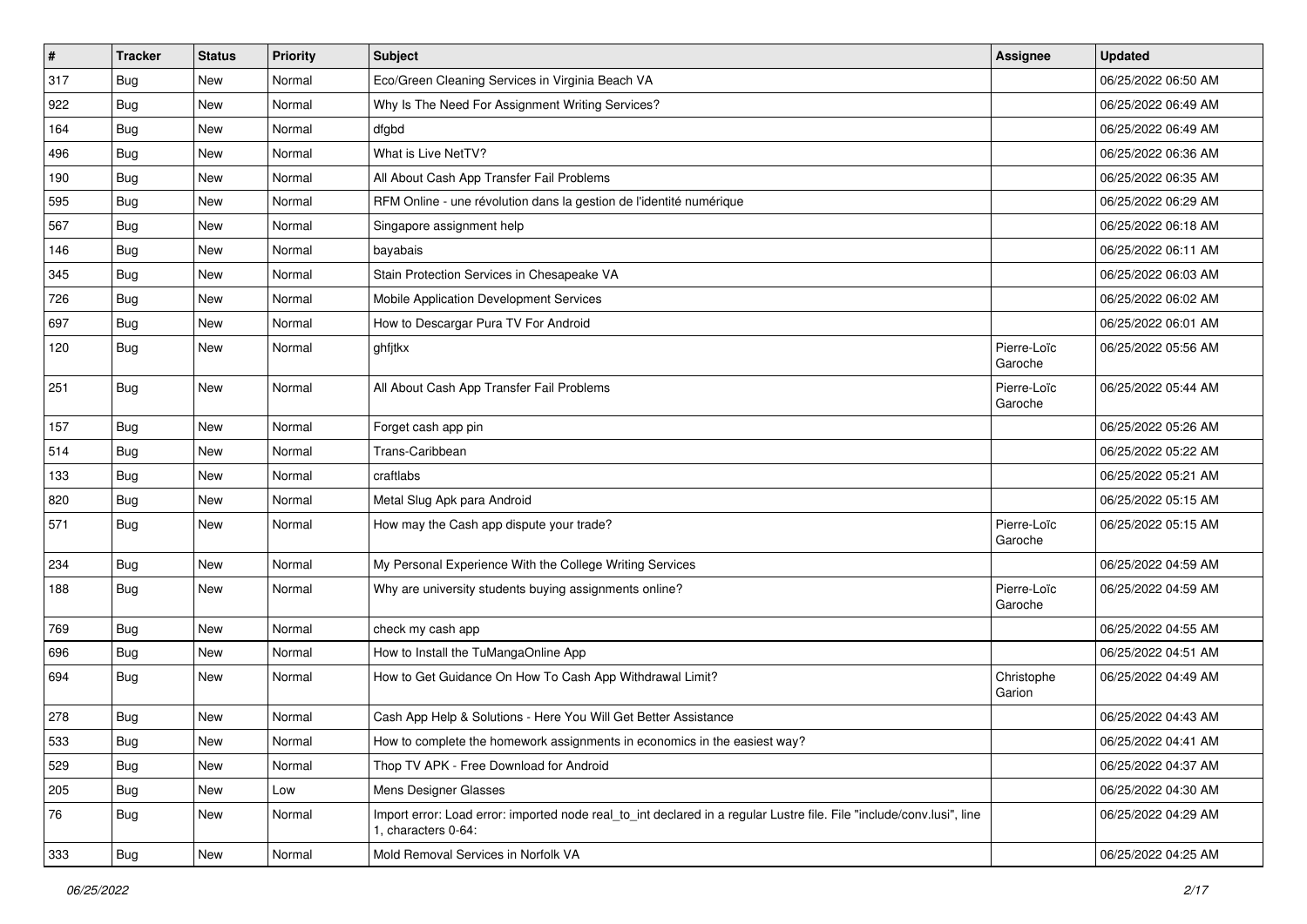| # | Tracker | Status | Priority | Subject | Assignee | Updated |
|---|---|---|---|---|---|---|
| 317 | Bug | New | Normal | Eco/Green Cleaning Services in Virginia Beach VA | | 06/25/2022 06:50 AM |
| 922 | Bug | New | Normal | Why Is The Need For Assignment Writing Services? | | 06/25/2022 06:49 AM |
| 164 | Bug | New | Normal | dfgbd | | 06/25/2022 06:49 AM |
| 496 | Bug | New | Normal | What is Live NetTV? | | 06/25/2022 06:36 AM |
| 190 | Bug | New | Normal | All About Cash App Transfer Fail Problems | | 06/25/2022 06:35 AM |
| 595 | Bug | New | Normal | RFM Online - une révolution dans la gestion de l'identité numérique | | 06/25/2022 06:29 AM |
| 567 | Bug | New | Normal | Singapore assignment help | | 06/25/2022 06:18 AM |
| 146 | Bug | New | Normal | bayabais | | 06/25/2022 06:11 AM |
| 345 | Bug | New | Normal | Stain Protection Services in Chesapeake VA | | 06/25/2022 06:03 AM |
| 726 | Bug | New | Normal | Mobile Application Development Services | | 06/25/2022 06:02 AM |
| 697 | Bug | New | Normal | How to Descargar Pura TV For Android | | 06/25/2022 06:01 AM |
| 120 | Bug | New | Normal | ghfjtkx | Pierre-Loïc Garoche | 06/25/2022 05:56 AM |
| 251 | Bug | New | Normal | All About Cash App Transfer Fail Problems | Pierre-Loïc Garoche | 06/25/2022 05:44 AM |
| 157 | Bug | New | Normal | Forget cash app pin | | 06/25/2022 05:26 AM |
| 514 | Bug | New | Normal | Trans-Caribbean | | 06/25/2022 05:22 AM |
| 133 | Bug | New | Normal | craftlabs | | 06/25/2022 05:21 AM |
| 820 | Bug | New | Normal | Metal Slug Apk para Android | | 06/25/2022 05:15 AM |
| 571 | Bug | New | Normal | How may the Cash app dispute your trade? | Pierre-Loïc Garoche | 06/25/2022 05:15 AM |
| 234 | Bug | New | Normal | My Personal Experience With the College Writing Services | | 06/25/2022 04:59 AM |
| 188 | Bug | New | Normal | Why are university students buying assignments online? | Pierre-Loïc Garoche | 06/25/2022 04:59 AM |
| 769 | Bug | New | Normal | check my cash app | | 06/25/2022 04:55 AM |
| 696 | Bug | New | Normal | How to Install the TuMangaOnline App | | 06/25/2022 04:51 AM |
| 694 | Bug | New | Normal | How to Get Guidance On How To Cash App Withdrawal Limit? | Christophe Garion | 06/25/2022 04:49 AM |
| 278 | Bug | New | Normal | Cash App Help & Solutions - Here You Will Get Better Assistance | | 06/25/2022 04:43 AM |
| 533 | Bug | New | Normal | How to complete the homework assignments in economics in the easiest way? | | 06/25/2022 04:41 AM |
| 529 | Bug | New | Normal | Thop TV APK - Free Download for Android | | 06/25/2022 04:37 AM |
| 205 | Bug | New | Low | Mens Designer Glasses | | 06/25/2022 04:30 AM |
| 76 | Bug | New | Normal | Import error: Load error: imported node real_to_int declared in a regular Lustre file. File "include/conv.lusi", line 1, characters 0-64: | | 06/25/2022 04:29 AM |
| 333 | Bug | New | Normal | Mold Removal Services in Norfolk VA | | 06/25/2022 04:25 AM |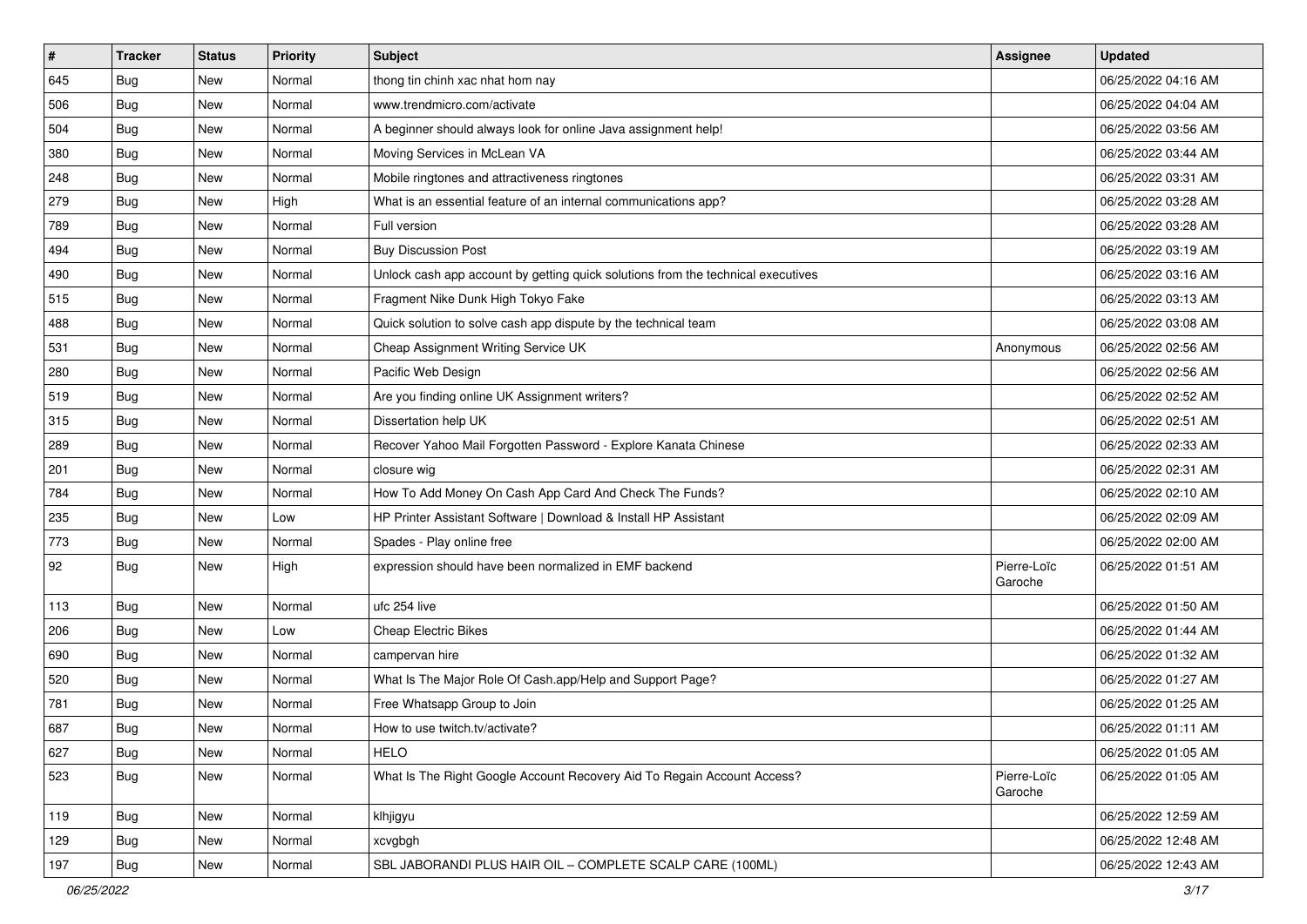| # | Tracker | Status | Priority | Subject | Assignee | Updated |
|---|---|---|---|---|---|---|
| 645 | Bug | New | Normal | thong tin chinh xac nhat hom nay | | 06/25/2022 04:16 AM |
| 506 | Bug | New | Normal | www.trendmicro.com/activate | | 06/25/2022 04:04 AM |
| 504 | Bug | New | Normal | A beginner should always look for online Java assignment help! | | 06/25/2022 03:56 AM |
| 380 | Bug | New | Normal | Moving Services in McLean VA | | 06/25/2022 03:44 AM |
| 248 | Bug | New | Normal | Mobile ringtones and attractiveness ringtones | | 06/25/2022 03:31 AM |
| 279 | Bug | New | High | What is an essential feature of an internal communications app? | | 06/25/2022 03:28 AM |
| 789 | Bug | New | Normal | Full version | | 06/25/2022 03:28 AM |
| 494 | Bug | New | Normal | Buy Discussion Post | | 06/25/2022 03:19 AM |
| 490 | Bug | New | Normal | Unlock cash app account by getting quick solutions from the technical executives | | 06/25/2022 03:16 AM |
| 515 | Bug | New | Normal | Fragment Nike Dunk High Tokyo Fake | | 06/25/2022 03:13 AM |
| 488 | Bug | New | Normal | Quick solution to solve cash app dispute by the technical team | | 06/25/2022 03:08 AM |
| 531 | Bug | New | Normal | Cheap Assignment Writing Service UK | Anonymous | 06/25/2022 02:56 AM |
| 280 | Bug | New | Normal | Pacific Web Design | | 06/25/2022 02:56 AM |
| 519 | Bug | New | Normal | Are you finding online UK Assignment writers? | | 06/25/2022 02:52 AM |
| 315 | Bug | New | Normal | Dissertation help UK | | 06/25/2022 02:51 AM |
| 289 | Bug | New | Normal | Recover Yahoo Mail Forgotten Password - Explore Kanata Chinese | | 06/25/2022 02:33 AM |
| 201 | Bug | New | Normal | closure wig | | 06/25/2022 02:31 AM |
| 784 | Bug | New | Normal | How To Add Money On Cash App Card And Check The Funds? | | 06/25/2022 02:10 AM |
| 235 | Bug | New | Low | HP Printer Assistant Software \| Download & Install HP Assistant | | 06/25/2022 02:09 AM |
| 773 | Bug | New | Normal | Spades - Play online free | | 06/25/2022 02:00 AM |
| 92 | Bug | New | High | expression should have been normalized in EMF backend | Pierre-Loïc Garoche | 06/25/2022 01:51 AM |
| 113 | Bug | New | Normal | ufc 254 live | | 06/25/2022 01:50 AM |
| 206 | Bug | New | Low | Cheap Electric Bikes | | 06/25/2022 01:44 AM |
| 690 | Bug | New | Normal | campervan hire | | 06/25/2022 01:32 AM |
| 520 | Bug | New | Normal | What Is The Major Role Of Cash.app/Help and Support Page? | | 06/25/2022 01:27 AM |
| 781 | Bug | New | Normal | Free Whatsapp Group to Join | | 06/25/2022 01:25 AM |
| 687 | Bug | New | Normal | How to use twitch.tv/activate? | | 06/25/2022 01:11 AM |
| 627 | Bug | New | Normal | HELO | | 06/25/2022 01:05 AM |
| 523 | Bug | New | Normal | What Is The Right Google Account Recovery Aid To Regain Account Access? | Pierre-Loïc Garoche | 06/25/2022 01:05 AM |
| 119 | Bug | New | Normal | klhjigyu | | 06/25/2022 12:59 AM |
| 129 | Bug | New | Normal | xcvgbgh | | 06/25/2022 12:48 AM |
| 197 | Bug | New | Normal | SBL JABORANDI PLUS HAIR OIL – COMPLETE SCALP CARE (100ML) | | 06/25/2022 12:43 AM |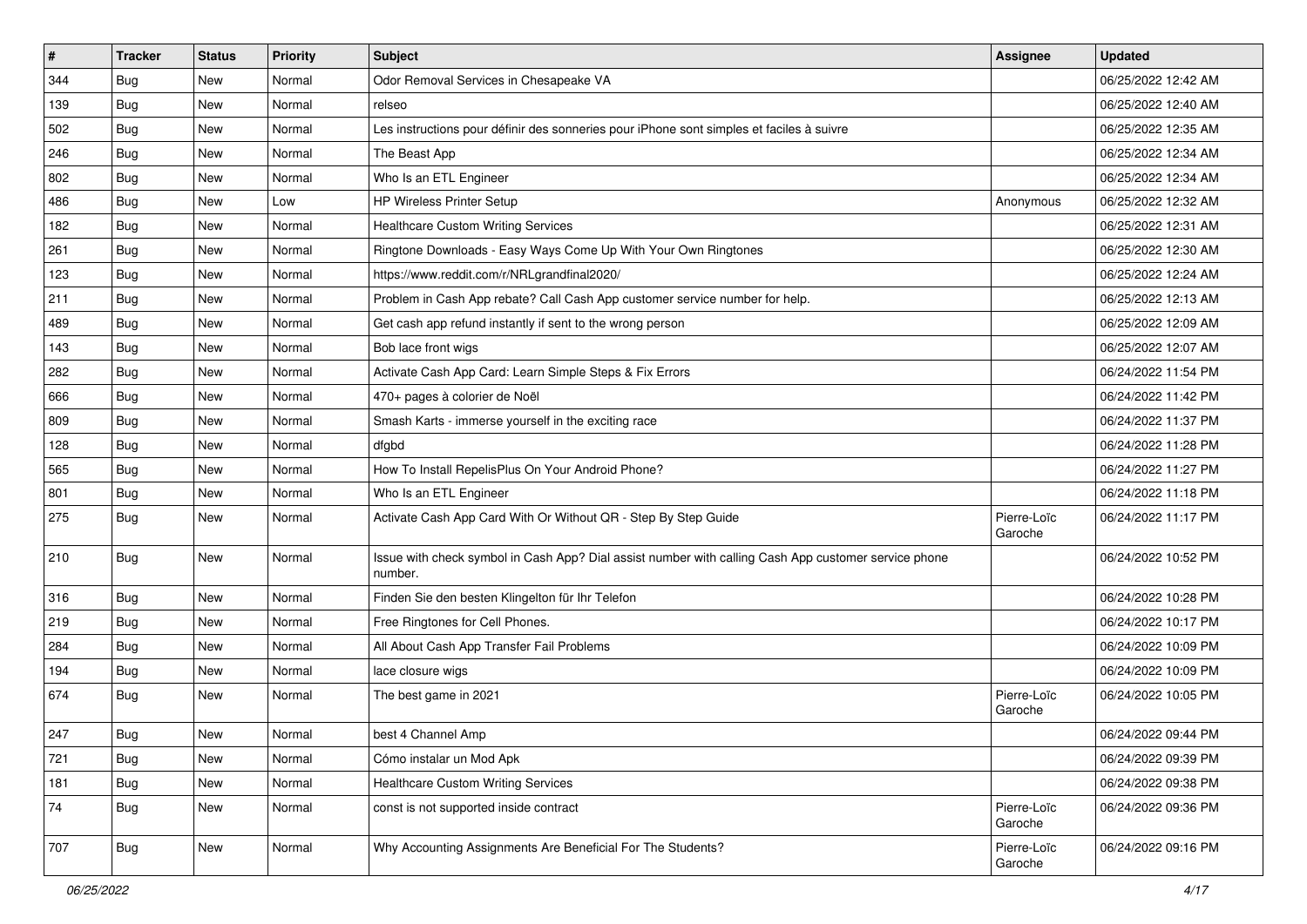| # | Tracker | Status | Priority | Subject | Assignee | Updated |
|---|---|---|---|---|---|---|
| 344 | Bug | New | Normal | Odor Removal Services in Chesapeake VA | | 06/25/2022 12:42 AM |
| 139 | Bug | New | Normal | relseo | | 06/25/2022 12:40 AM |
| 502 | Bug | New | Normal | Les instructions pour définir des sonneries pour iPhone sont simples et faciles à suivre | | 06/25/2022 12:35 AM |
| 246 | Bug | New | Normal | The Beast App | | 06/25/2022 12:34 AM |
| 802 | Bug | New | Normal | Who Is an ETL Engineer | | 06/25/2022 12:34 AM |
| 486 | Bug | New | Low | HP Wireless Printer Setup | Anonymous | 06/25/2022 12:32 AM |
| 182 | Bug | New | Normal | Healthcare Custom Writing Services | | 06/25/2022 12:31 AM |
| 261 | Bug | New | Normal | Ringtone Downloads - Easy Ways Come Up With Your Own Ringtones | | 06/25/2022 12:30 AM |
| 123 | Bug | New | Normal | https://www.reddit.com/r/NRLgrandfinal2020/ | | 06/25/2022 12:24 AM |
| 211 | Bug | New | Normal | Problem in Cash App rebate? Call Cash App customer service number for help. | | 06/25/2022 12:13 AM |
| 489 | Bug | New | Normal | Get cash app refund instantly if sent to the wrong person | | 06/25/2022 12:09 AM |
| 143 | Bug | New | Normal | Bob lace front wigs | | 06/25/2022 12:07 AM |
| 282 | Bug | New | Normal | Activate Cash App Card: Learn Simple Steps & Fix Errors | | 06/24/2022 11:54 PM |
| 666 | Bug | New | Normal | 470+ pages à colorier de Noël | | 06/24/2022 11:42 PM |
| 809 | Bug | New | Normal | Smash Karts - immerse yourself in the exciting race | | 06/24/2022 11:37 PM |
| 128 | Bug | New | Normal | dfgbd | | 06/24/2022 11:28 PM |
| 565 | Bug | New | Normal | How To Install RepelisPlus On Your Android Phone? | | 06/24/2022 11:27 PM |
| 801 | Bug | New | Normal | Who Is an ETL Engineer | | 06/24/2022 11:18 PM |
| 275 | Bug | New | Normal | Activate Cash App Card With Or Without QR - Step By Step Guide | Pierre-Loïc Garoche | 06/24/2022 11:17 PM |
| 210 | Bug | New | Normal | Issue with check symbol in Cash App? Dial assist number with calling Cash App customer service phone number. | | 06/24/2022 10:52 PM |
| 316 | Bug | New | Normal | Finden Sie den besten Klingelton für Ihr Telefon | | 06/24/2022 10:28 PM |
| 219 | Bug | New | Normal | Free Ringtones for Cell Phones. | | 06/24/2022 10:17 PM |
| 284 | Bug | New | Normal | All About Cash App Transfer Fail Problems | | 06/24/2022 10:09 PM |
| 194 | Bug | New | Normal | lace closure wigs | | 06/24/2022 10:09 PM |
| 674 | Bug | New | Normal | The best game in 2021 | Pierre-Loïc Garoche | 06/24/2022 10:05 PM |
| 247 | Bug | New | Normal | best 4 Channel Amp | | 06/24/2022 09:44 PM |
| 721 | Bug | New | Normal | Cómo instalar un Mod Apk | | 06/24/2022 09:39 PM |
| 181 | Bug | New | Normal | Healthcare Custom Writing Services | | 06/24/2022 09:38 PM |
| 74 | Bug | New | Normal | const is not supported inside contract | Pierre-Loïc Garoche | 06/24/2022 09:36 PM |
| 707 | Bug | New | Normal | Why Accounting Assignments Are Beneficial For The Students? | Pierre-Loïc Garoche | 06/24/2022 09:16 PM |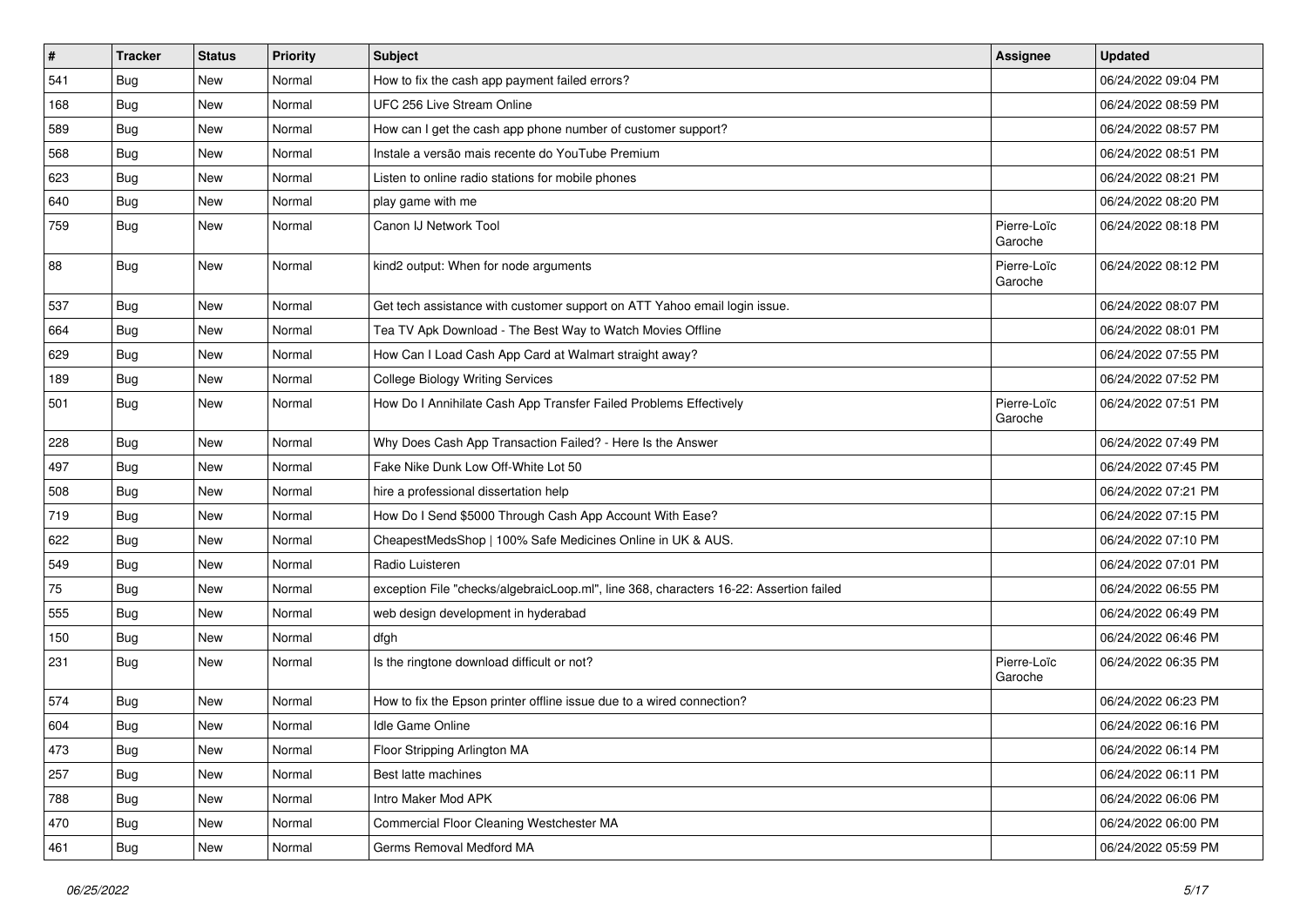| # | Tracker | Status | Priority | Subject | Assignee | Updated |
|---|---|---|---|---|---|---|
| 541 | Bug | New | Normal | How to fix the cash app payment failed errors? | | 06/24/2022 09:04 PM |
| 168 | Bug | New | Normal | UFC 256 Live Stream Online | | 06/24/2022 08:59 PM |
| 589 | Bug | New | Normal | How can I get the cash app phone number of customer support? | | 06/24/2022 08:57 PM |
| 568 | Bug | New | Normal | Instale a versão mais recente do YouTube Premium | | 06/24/2022 08:51 PM |
| 623 | Bug | New | Normal | Listen to online radio stations for mobile phones | | 06/24/2022 08:21 PM |
| 640 | Bug | New | Normal | play game with me | | 06/24/2022 08:20 PM |
| 759 | Bug | New | Normal | Canon IJ Network Tool | Pierre-Loïc Garoche | 06/24/2022 08:18 PM |
| 88 | Bug | New | Normal | kind2 output: When for node arguments | Pierre-Loïc Garoche | 06/24/2022 08:12 PM |
| 537 | Bug | New | Normal | Get tech assistance with customer support on ATT Yahoo email login issue. | | 06/24/2022 08:07 PM |
| 664 | Bug | New | Normal | Tea TV Apk Download - The Best Way to Watch Movies Offline | | 06/24/2022 08:01 PM |
| 629 | Bug | New | Normal | How Can I Load Cash App Card at Walmart straight away? | | 06/24/2022 07:55 PM |
| 189 | Bug | New | Normal | College Biology Writing Services | | 06/24/2022 07:52 PM |
| 501 | Bug | New | Normal | How Do I Annihilate Cash App Transfer Failed Problems Effectively | Pierre-Loïc Garoche | 06/24/2022 07:51 PM |
| 228 | Bug | New | Normal | Why Does Cash App Transaction Failed? - Here Is the Answer | | 06/24/2022 07:49 PM |
| 497 | Bug | New | Normal | Fake Nike Dunk Low Off-White Lot 50 | | 06/24/2022 07:45 PM |
| 508 | Bug | New | Normal | hire a professional dissertation help | | 06/24/2022 07:21 PM |
| 719 | Bug | New | Normal | How Do I Send $5000 Through Cash App Account With Ease? | | 06/24/2022 07:15 PM |
| 622 | Bug | New | Normal | CheapestMedsShop \| 100% Safe Medicines Online in UK & AUS. | | 06/24/2022 07:10 PM |
| 549 | Bug | New | Normal | Radio Luisteren | | 06/24/2022 07:01 PM |
| 75 | Bug | New | Normal | exception File "checks/algebraicLoop.ml", line 368, characters 16-22: Assertion failed | | 06/24/2022 06:55 PM |
| 555 | Bug | New | Normal | web design development in hyderabad | | 06/24/2022 06:49 PM |
| 150 | Bug | New | Normal | dfgh | | 06/24/2022 06:46 PM |
| 231 | Bug | New | Normal | Is the ringtone download difficult or not? | Pierre-Loïc Garoche | 06/24/2022 06:35 PM |
| 574 | Bug | New | Normal | How to fix the Epson printer offline issue due to a wired connection? | | 06/24/2022 06:23 PM |
| 604 | Bug | New | Normal | Idle Game Online | | 06/24/2022 06:16 PM |
| 473 | Bug | New | Normal | Floor Stripping Arlington MA | | 06/24/2022 06:14 PM |
| 257 | Bug | New | Normal | Best latte machines | | 06/24/2022 06:11 PM |
| 788 | Bug | New | Normal | Intro Maker Mod APK | | 06/24/2022 06:06 PM |
| 470 | Bug | New | Normal | Commercial Floor Cleaning Westchester MA | | 06/24/2022 06:00 PM |
| 461 | Bug | New | Normal | Germs Removal Medford MA | | 06/24/2022 05:59 PM |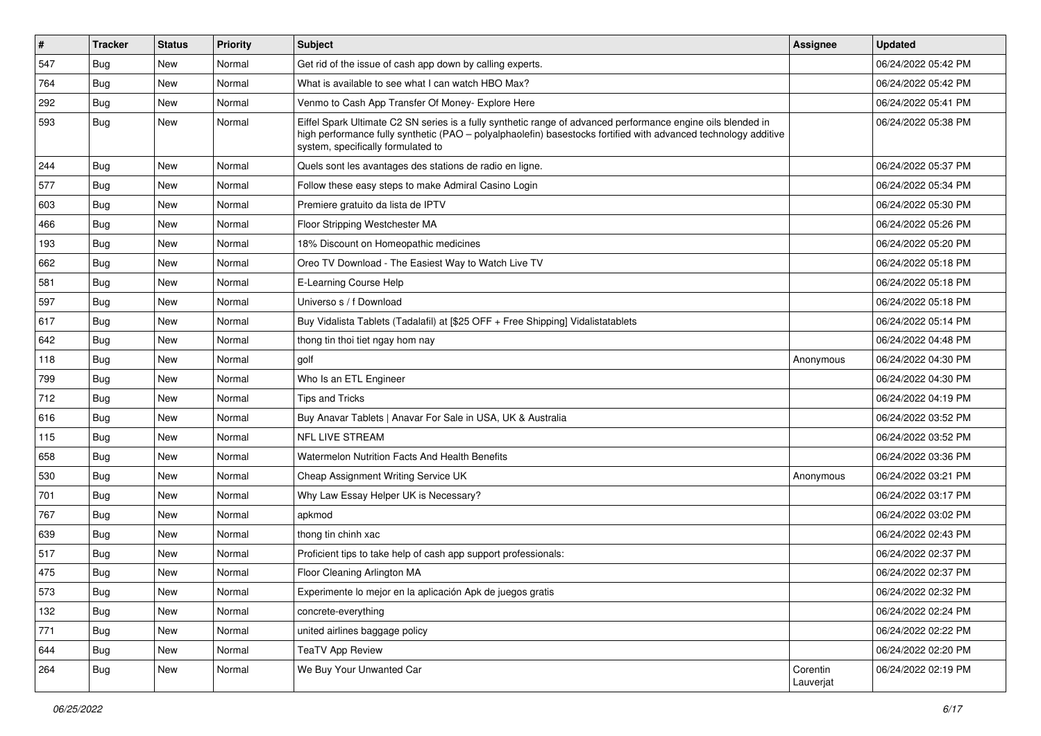| # | Tracker | Status | Priority | Subject | Assignee | Updated |
|---|---|---|---|---|---|---|
| 547 | Bug | New | Normal | Get rid of the issue of cash app down by calling experts. | | 06/24/2022 05:42 PM |
| 764 | Bug | New | Normal | What is available to see what I can watch HBO Max? | | 06/24/2022 05:42 PM |
| 292 | Bug | New | Normal | Venmo to Cash App Transfer Of Money- Explore Here | | 06/24/2022 05:41 PM |
| 593 | Bug | New | Normal | Eiffel Spark Ultimate C2 SN series is a fully synthetic range of advanced performance engine oils blended in high performance fully synthetic (PAO – polyalphaolefin) basestocks fortified with advanced technology additive system, specifically formulated to | | 06/24/2022 05:38 PM |
| 244 | Bug | New | Normal | Quels sont les avantages des stations de radio en ligne. | | 06/24/2022 05:37 PM |
| 577 | Bug | New | Normal | Follow these easy steps to make Admiral Casino Login | | 06/24/2022 05:34 PM |
| 603 | Bug | New | Normal | Premiere gratuito da lista de IPTV | | 06/24/2022 05:30 PM |
| 466 | Bug | New | Normal | Floor Stripping Westchester MA | | 06/24/2022 05:26 PM |
| 193 | Bug | New | Normal | 18% Discount on Homeopathic medicines | | 06/24/2022 05:20 PM |
| 662 | Bug | New | Normal | Oreo TV Download - The Easiest Way to Watch Live TV | | 06/24/2022 05:18 PM |
| 581 | Bug | New | Normal | E-Learning Course Help | | 06/24/2022 05:18 PM |
| 597 | Bug | New | Normal | Universo s / f Download | | 06/24/2022 05:18 PM |
| 617 | Bug | New | Normal | Buy Vidalista Tablets (Tadalafil) at [$25 OFF + Free Shipping] Vidalistatablets | | 06/24/2022 05:14 PM |
| 642 | Bug | New | Normal | thong tin thoi tiet ngay hom nay | | 06/24/2022 04:48 PM |
| 118 | Bug | New | Normal | golf | Anonymous | 06/24/2022 04:30 PM |
| 799 | Bug | New | Normal | Who Is an ETL Engineer | | 06/24/2022 04:30 PM |
| 712 | Bug | New | Normal | Tips and Tricks | | 06/24/2022 04:19 PM |
| 616 | Bug | New | Normal | Buy Anavar Tablets \| Anavar For Sale in USA, UK & Australia | | 06/24/2022 03:52 PM |
| 115 | Bug | New | Normal | NFL LIVE STREAM | | 06/24/2022 03:52 PM |
| 658 | Bug | New | Normal | Watermelon Nutrition Facts And Health Benefits | | 06/24/2022 03:36 PM |
| 530 | Bug | New | Normal | Cheap Assignment Writing Service UK | Anonymous | 06/24/2022 03:21 PM |
| 701 | Bug | New | Normal | Why Law Essay Helper UK is Necessary? | | 06/24/2022 03:17 PM |
| 767 | Bug | New | Normal | apkmod | | 06/24/2022 03:02 PM |
| 639 | Bug | New | Normal | thong tin chinh xac | | 06/24/2022 02:43 PM |
| 517 | Bug | New | Normal | Proficient tips to take help of cash app support professionals: | | 06/24/2022 02:37 PM |
| 475 | Bug | New | Normal | Floor Cleaning Arlington MA | | 06/24/2022 02:37 PM |
| 573 | Bug | New | Normal | Experimente lo mejor en la aplicación Apk de juegos gratis | | 06/24/2022 02:32 PM |
| 132 | Bug | New | Normal | concrete-everything | | 06/24/2022 02:24 PM |
| 771 | Bug | New | Normal | united airlines baggage policy | | 06/24/2022 02:22 PM |
| 644 | Bug | New | Normal | TeaTV App Review | | 06/24/2022 02:20 PM |
| 264 | Bug | New | Normal | We Buy Your Unwanted Car | Corentin Lauverjat | 06/24/2022 02:19 PM |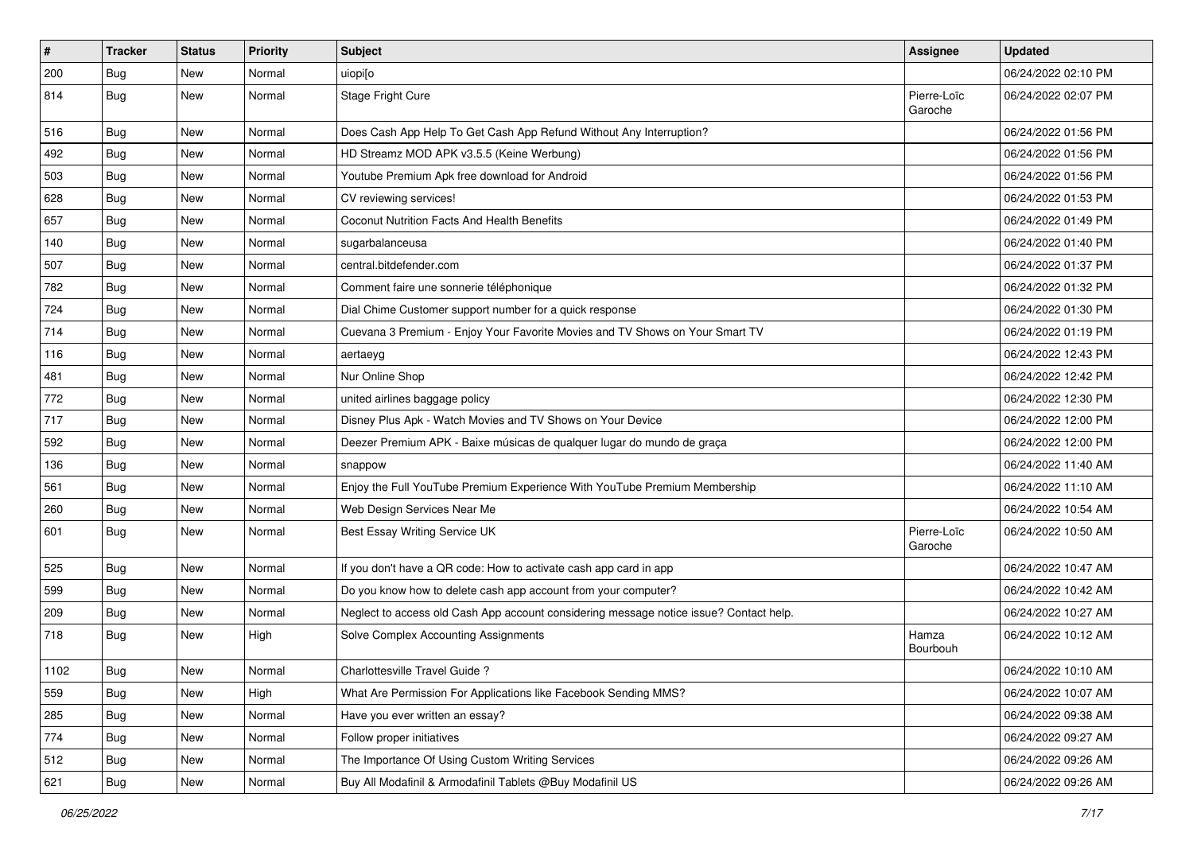| # | Tracker | Status | Priority | Subject | Assignee | Updated |
|---|---|---|---|---|---|---|
| 200 | Bug | New | Normal | uiopi[o |  | 06/24/2022 02:10 PM |
| 814 | Bug | New | Normal | Stage Fright Cure | Pierre-Loïc Garoche | 06/24/2022 02:07 PM |
| 516 | Bug | New | Normal | Does Cash App Help To Get Cash App Refund Without Any Interruption? |  | 06/24/2022 01:56 PM |
| 492 | Bug | New | Normal | HD Streamz MOD APK v3.5.5 (Keine Werbung) |  | 06/24/2022 01:56 PM |
| 503 | Bug | New | Normal | Youtube Premium Apk free download for Android |  | 06/24/2022 01:56 PM |
| 628 | Bug | New | Normal | CV reviewing services! |  | 06/24/2022 01:53 PM |
| 657 | Bug | New | Normal | Coconut Nutrition Facts And Health Benefits |  | 06/24/2022 01:49 PM |
| 140 | Bug | New | Normal | sugarbalanceusa |  | 06/24/2022 01:40 PM |
| 507 | Bug | New | Normal | central.bitdefender.com |  | 06/24/2022 01:37 PM |
| 782 | Bug | New | Normal | Comment faire une sonnerie téléphonique |  | 06/24/2022 01:32 PM |
| 724 | Bug | New | Normal | Dial Chime Customer support number for a quick response |  | 06/24/2022 01:30 PM |
| 714 | Bug | New | Normal | Cuevana 3 Premium - Enjoy Your Favorite Movies and TV Shows on Your Smart TV |  | 06/24/2022 01:19 PM |
| 116 | Bug | New | Normal | aertaeyg |  | 06/24/2022 12:43 PM |
| 481 | Bug | New | Normal | Nur Online Shop |  | 06/24/2022 12:42 PM |
| 772 | Bug | New | Normal | united airlines baggage policy |  | 06/24/2022 12:30 PM |
| 717 | Bug | New | Normal | Disney Plus Apk - Watch Movies and TV Shows on Your Device |  | 06/24/2022 12:00 PM |
| 592 | Bug | New | Normal | Deezer Premium APK - Baixe músicas de qualquer lugar do mundo de graça |  | 06/24/2022 12:00 PM |
| 136 | Bug | New | Normal | snappow |  | 06/24/2022 11:40 AM |
| 561 | Bug | New | Normal | Enjoy the Full YouTube Premium Experience With YouTube Premium Membership |  | 06/24/2022 11:10 AM |
| 260 | Bug | New | Normal | Web Design Services Near Me |  | 06/24/2022 10:54 AM |
| 601 | Bug | New | Normal | Best Essay Writing Service UK | Pierre-Loïc Garoche | 06/24/2022 10:50 AM |
| 525 | Bug | New | Normal | If you don't have a QR code: How to activate cash app card in app |  | 06/24/2022 10:47 AM |
| 599 | Bug | New | Normal | Do you know how to delete cash app account from your computer? |  | 06/24/2022 10:42 AM |
| 209 | Bug | New | Normal | Neglect to access old Cash App account considering message notice issue? Contact help. |  | 06/24/2022 10:27 AM |
| 718 | Bug | New | High | Solve Complex Accounting Assignments | Hamza Bourbouh | 06/24/2022 10:12 AM |
| 1102 | Bug | New | Normal | Charlottesville Travel Guide ? |  | 06/24/2022 10:10 AM |
| 559 | Bug | New | High | What Are Permission For Applications like Facebook Sending MMS? |  | 06/24/2022 10:07 AM |
| 285 | Bug | New | Normal | Have you ever written an essay? |  | 06/24/2022 09:38 AM |
| 774 | Bug | New | Normal | Follow proper initiatives |  | 06/24/2022 09:27 AM |
| 512 | Bug | New | Normal | The Importance Of Using Custom Writing Services |  | 06/24/2022 09:26 AM |
| 621 | Bug | New | Normal | Buy All Modafinil & Armodafinil Tablets @Buy Modafinil US |  | 06/24/2022 09:26 AM |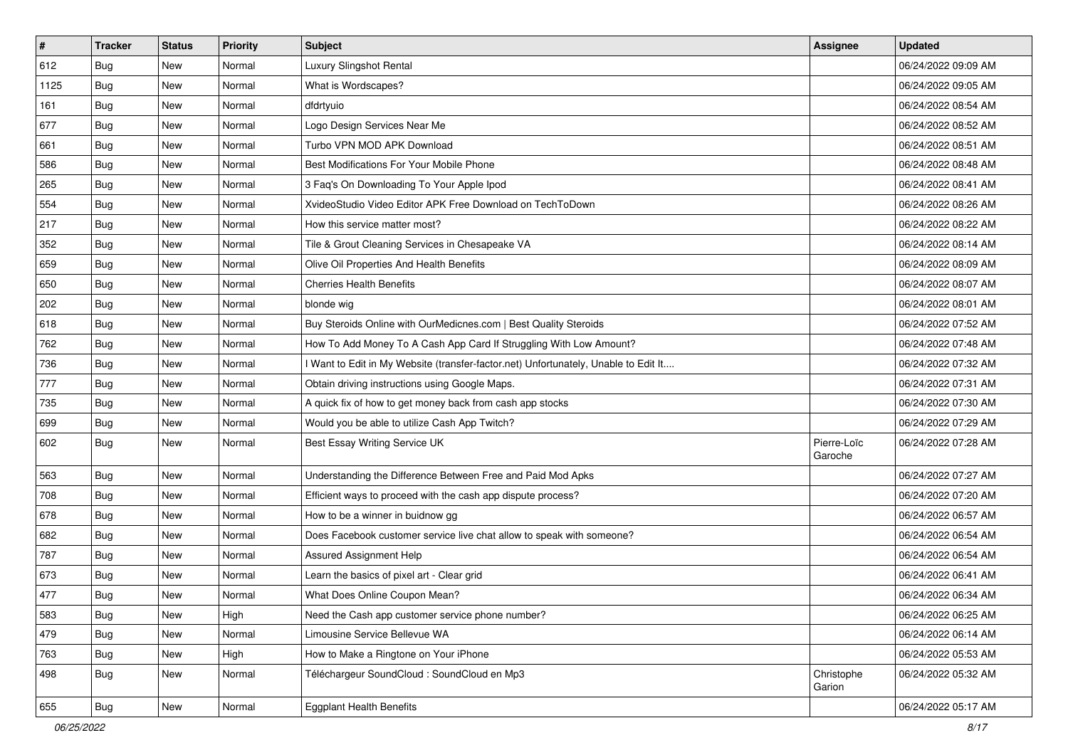| # | Tracker | Status | Priority | Subject | Assignee | Updated |
|---|---|---|---|---|---|---|
| 612 | Bug | New | Normal | Luxury Slingshot Rental | | 06/24/2022 09:09 AM |
| 1125 | Bug | New | Normal | What is Wordscapes? | | 06/24/2022 09:05 AM |
| 161 | Bug | New | Normal | dfdrtyuio | | 06/24/2022 08:54 AM |
| 677 | Bug | New | Normal | Logo Design Services Near Me | | 06/24/2022 08:52 AM |
| 661 | Bug | New | Normal | Turbo VPN MOD APK Download | | 06/24/2022 08:51 AM |
| 586 | Bug | New | Normal | Best Modifications For Your Mobile Phone | | 06/24/2022 08:48 AM |
| 265 | Bug | New | Normal | 3 Faq's On Downloading To Your Apple Ipod | | 06/24/2022 08:41 AM |
| 554 | Bug | New | Normal | XvideoStudio Video Editor APK Free Download on TechToDown | | 06/24/2022 08:26 AM |
| 217 | Bug | New | Normal | How this service matter most? | | 06/24/2022 08:22 AM |
| 352 | Bug | New | Normal | Tile & Grout Cleaning Services in Chesapeake VA | | 06/24/2022 08:14 AM |
| 659 | Bug | New | Normal | Olive Oil Properties And Health Benefits | | 06/24/2022 08:09 AM |
| 650 | Bug | New | Normal | Cherries Health Benefits | | 06/24/2022 08:07 AM |
| 202 | Bug | New | Normal | blonde wig | | 06/24/2022 08:01 AM |
| 618 | Bug | New | Normal | Buy Steroids Online with OurMedicnes.com \| Best Quality Steroids | | 06/24/2022 07:52 AM |
| 762 | Bug | New | Normal | How To Add Money To A Cash App Card If Struggling With Low Amount? | | 06/24/2022 07:48 AM |
| 736 | Bug | New | Normal | I Want to Edit in My Website (transfer-factor.net) Unfortunately, Unable to Edit It.... | | 06/24/2022 07:32 AM |
| 777 | Bug | New | Normal | Obtain driving instructions using Google Maps. | | 06/24/2022 07:31 AM |
| 735 | Bug | New | Normal | A quick fix of how to get money back from cash app stocks | | 06/24/2022 07:30 AM |
| 699 | Bug | New | Normal | Would you be able to utilize Cash App Twitch? | | 06/24/2022 07:29 AM |
| 602 | Bug | New | Normal | Best Essay Writing Service UK | Pierre-Loïc Garoche | 06/24/2022 07:28 AM |
| 563 | Bug | New | Normal | Understanding the Difference Between Free and Paid Mod Apks | | 06/24/2022 07:27 AM |
| 708 | Bug | New | Normal | Efficient ways to proceed with the cash app dispute process? | | 06/24/2022 07:20 AM |
| 678 | Bug | New | Normal | How to be a winner in buidnow gg | | 06/24/2022 06:57 AM |
| 682 | Bug | New | Normal | Does Facebook customer service live chat allow to speak with someone? | | 06/24/2022 06:54 AM |
| 787 | Bug | New | Normal | Assured Assignment Help | | 06/24/2022 06:54 AM |
| 673 | Bug | New | Normal | Learn the basics of pixel art - Clear grid | | 06/24/2022 06:41 AM |
| 477 | Bug | New | Normal | What Does Online Coupon Mean? | | 06/24/2022 06:34 AM |
| 583 | Bug | New | High | Need the Cash app customer service phone number? | | 06/24/2022 06:25 AM |
| 479 | Bug | New | Normal | Limousine Service Bellevue WA | | 06/24/2022 06:14 AM |
| 763 | Bug | New | High | How to Make a Ringtone on Your iPhone | | 06/24/2022 05:53 AM |
| 498 | Bug | New | Normal | Téléchargeur SoundCloud : SoundCloud en Mp3 | Christophe Garion | 06/24/2022 05:32 AM |
| 655 | Bug | New | Normal | Eggplant Health Benefits | | 06/24/2022 05:17 AM |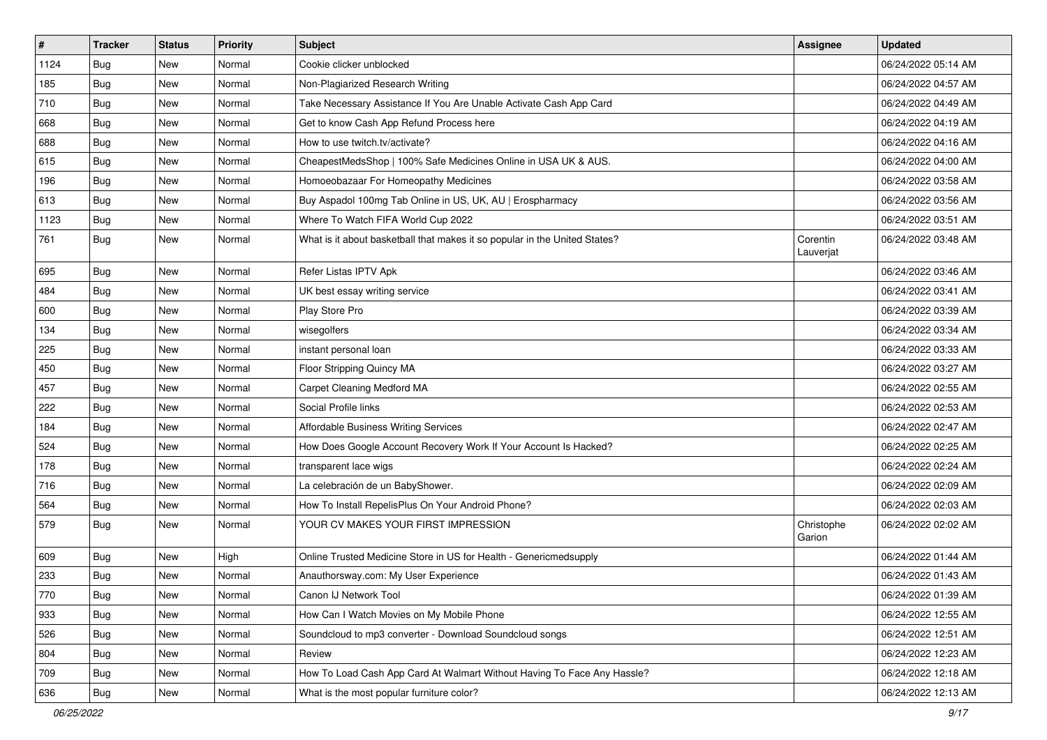| # | Tracker | Status | Priority | Subject | Assignee | Updated |
| --- | --- | --- | --- | --- | --- | --- |
| 1124 | Bug | New | Normal | Cookie clicker unblocked | | 06/24/2022 05:14 AM |
| 185 | Bug | New | Normal | Non-Plagiarized Research Writing | | 06/24/2022 04:57 AM |
| 710 | Bug | New | Normal | Take Necessary Assistance If You Are Unable Activate Cash App Card | | 06/24/2022 04:49 AM |
| 668 | Bug | New | Normal | Get to know Cash App Refund Process here | | 06/24/2022 04:19 AM |
| 688 | Bug | New | Normal | How to use twitch.tv/activate? | | 06/24/2022 04:16 AM |
| 615 | Bug | New | Normal | CheapestMedsShop \| 100% Safe Medicines Online in USA UK & AUS. | | 06/24/2022 04:00 AM |
| 196 | Bug | New | Normal | Homoeobazaar For Homeopathy Medicines | | 06/24/2022 03:58 AM |
| 613 | Bug | New | Normal | Buy Aspadol 100mg Tab Online in US, UK, AU \| Erospharmacy | | 06/24/2022 03:56 AM |
| 1123 | Bug | New | Normal | Where To Watch FIFA World Cup 2022 | | 06/24/2022 03:51 AM |
| 761 | Bug | New | Normal | What is it about basketball that makes it so popular in the United States? | Corentin Lauverjat | 06/24/2022 03:48 AM |
| 695 | Bug | New | Normal | Refer Listas IPTV Apk | | 06/24/2022 03:46 AM |
| 484 | Bug | New | Normal | UK best essay writing service | | 06/24/2022 03:41 AM |
| 600 | Bug | New | Normal | Play Store Pro | | 06/24/2022 03:39 AM |
| 134 | Bug | New | Normal | wisegolfers | | 06/24/2022 03:34 AM |
| 225 | Bug | New | Normal | instant personal loan | | 06/24/2022 03:33 AM |
| 450 | Bug | New | Normal | Floor Stripping Quincy MA | | 06/24/2022 03:27 AM |
| 457 | Bug | New | Normal | Carpet Cleaning Medford MA | | 06/24/2022 02:55 AM |
| 222 | Bug | New | Normal | Social Profile links | | 06/24/2022 02:53 AM |
| 184 | Bug | New | Normal | Affordable Business Writing Services | | 06/24/2022 02:47 AM |
| 524 | Bug | New | Normal | How Does Google Account Recovery Work If Your Account Is Hacked? | | 06/24/2022 02:25 AM |
| 178 | Bug | New | Normal | transparent lace wigs | | 06/24/2022 02:24 AM |
| 716 | Bug | New | Normal | La celebración de un BabyShower. | | 06/24/2022 02:09 AM |
| 564 | Bug | New | Normal | How To Install RepelisPlus On Your Android Phone? | | 06/24/2022 02:03 AM |
| 579 | Bug | New | Normal | YOUR CV MAKES YOUR FIRST IMPRESSION | Christophe Garion | 06/24/2022 02:02 AM |
| 609 | Bug | New | High | Online Trusted Medicine Store in US for Health - Genericmedsupply | | 06/24/2022 01:44 AM |
| 233 | Bug | New | Normal | Anauthorsway.com: My User Experience | | 06/24/2022 01:43 AM |
| 770 | Bug | New | Normal | Canon IJ Network Tool | | 06/24/2022 01:39 AM |
| 933 | Bug | New | Normal | How Can I Watch Movies on My Mobile Phone | | 06/24/2022 12:55 AM |
| 526 | Bug | New | Normal | Soundcloud to mp3 converter - Download Soundcloud songs | | 06/24/2022 12:51 AM |
| 804 | Bug | New | Normal | Review | | 06/24/2022 12:23 AM |
| 709 | Bug | New | Normal | How To Load Cash App Card At Walmart Without Having To Face Any Hassle? | | 06/24/2022 12:18 AM |
| 636 | Bug | New | Normal | What is the most popular furniture color? | | 06/24/2022 12:13 AM |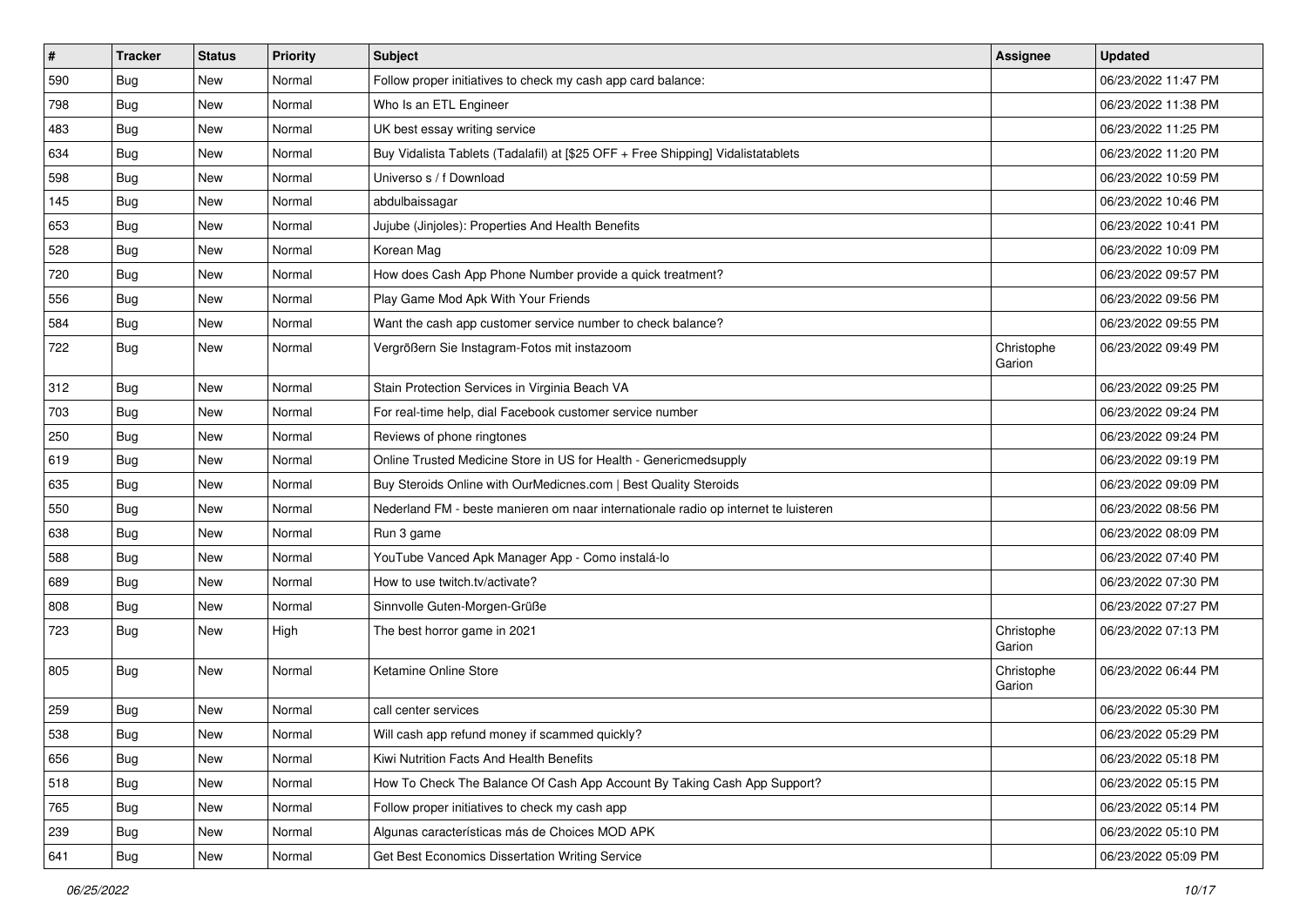| # | Tracker | Status | Priority | Subject | Assignee | Updated |
|---|---|---|---|---|---|---|
| 590 | Bug | New | Normal | Follow proper initiatives to check my cash app card balance: | | 06/23/2022 11:47 PM |
| 798 | Bug | New | Normal | Who Is an ETL Engineer | | 06/23/2022 11:38 PM |
| 483 | Bug | New | Normal | UK best essay writing service | | 06/23/2022 11:25 PM |
| 634 | Bug | New | Normal | Buy Vidalista Tablets (Tadalafil) at [$25 OFF + Free Shipping] Vidalistatablets | | 06/23/2022 11:20 PM |
| 598 | Bug | New | Normal | Universo s / f Download | | 06/23/2022 10:59 PM |
| 145 | Bug | New | Normal | abdulbaissagar | | 06/23/2022 10:46 PM |
| 653 | Bug | New | Normal | Jujube (Jinjoles): Properties And Health Benefits | | 06/23/2022 10:41 PM |
| 528 | Bug | New | Normal | Korean Mag | | 06/23/2022 10:09 PM |
| 720 | Bug | New | Normal | How does Cash App Phone Number provide a quick treatment? | | 06/23/2022 09:57 PM |
| 556 | Bug | New | Normal | Play Game Mod Apk With Your Friends | | 06/23/2022 09:56 PM |
| 584 | Bug | New | Normal | Want the cash app customer service number to check balance? | | 06/23/2022 09:55 PM |
| 722 | Bug | New | Normal | Vergrößern Sie Instagram-Fotos mit instazoom | Christophe Garion | 06/23/2022 09:49 PM |
| 312 | Bug | New | Normal | Stain Protection Services in Virginia Beach VA | | 06/23/2022 09:25 PM |
| 703 | Bug | New | Normal | For real-time help, dial Facebook customer service number | | 06/23/2022 09:24 PM |
| 250 | Bug | New | Normal | Reviews of phone ringtones | | 06/23/2022 09:24 PM |
| 619 | Bug | New | Normal | Online Trusted Medicine Store in US for Health - Genericmedsupply | | 06/23/2022 09:19 PM |
| 635 | Bug | New | Normal | Buy Steroids Online with OurMedicnes.com \| Best Quality Steroids | | 06/23/2022 09:09 PM |
| 550 | Bug | New | Normal | Nederland FM - beste manieren om naar internationale radio op internet te luisteren | | 06/23/2022 08:56 PM |
| 638 | Bug | New | Normal | Run 3 game | | 06/23/2022 08:09 PM |
| 588 | Bug | New | Normal | YouTube Vanced Apk Manager App - Como instalá-lo | | 06/23/2022 07:40 PM |
| 689 | Bug | New | Normal | How to use twitch.tv/activate? | | 06/23/2022 07:30 PM |
| 808 | Bug | New | Normal | Sinnvolle Guten-Morgen-Grüße | | 06/23/2022 07:27 PM |
| 723 | Bug | New | High | The best horror game in 2021 | Christophe Garion | 06/23/2022 07:13 PM |
| 805 | Bug | New | Normal | Ketamine Online Store | Christophe Garion | 06/23/2022 06:44 PM |
| 259 | Bug | New | Normal | call center services | | 06/23/2022 05:30 PM |
| 538 | Bug | New | Normal | Will cash app refund money if scammed quickly? | | 06/23/2022 05:29 PM |
| 656 | Bug | New | Normal | Kiwi Nutrition Facts And Health Benefits | | 06/23/2022 05:18 PM |
| 518 | Bug | New | Normal | How To Check The Balance Of Cash App Account By Taking Cash App Support? | | 06/23/2022 05:15 PM |
| 765 | Bug | New | Normal | Follow proper initiatives to check my cash app | | 06/23/2022 05:14 PM |
| 239 | Bug | New | Normal | Algunas características más de Choices MOD APK | | 06/23/2022 05:10 PM |
| 641 | Bug | New | Normal | Get Best Economics Dissertation Writing Service | | 06/23/2022 05:09 PM |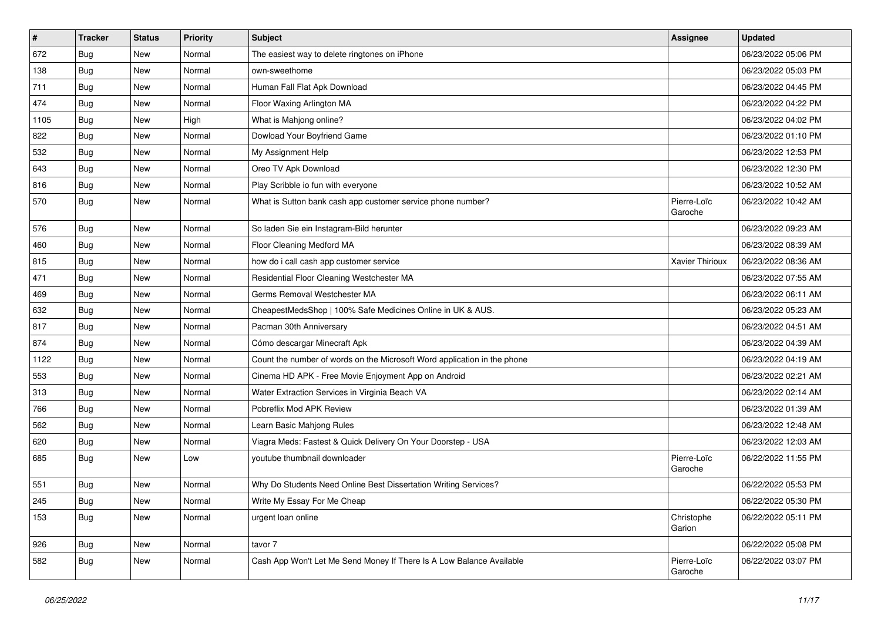| # | Tracker | Status | Priority | Subject | Assignee | Updated |
|---|---|---|---|---|---|---|
| 672 | Bug | New | Normal | The easiest way to delete ringtones on iPhone | | 06/23/2022 05:06 PM |
| 138 | Bug | New | Normal | own-sweethome | | 06/23/2022 05:03 PM |
| 711 | Bug | New | Normal | Human Fall Flat Apk Download | | 06/23/2022 04:45 PM |
| 474 | Bug | New | Normal | Floor Waxing Arlington MA | | 06/23/2022 04:22 PM |
| 1105 | Bug | New | High | What is Mahjong online? | | 06/23/2022 04:02 PM |
| 822 | Bug | New | Normal | Dowload Your Boyfriend Game | | 06/23/2022 01:10 PM |
| 532 | Bug | New | Normal | My Assignment Help | | 06/23/2022 12:53 PM |
| 643 | Bug | New | Normal | Oreo TV Apk Download | | 06/23/2022 12:30 PM |
| 816 | Bug | New | Normal | Play Scribble io fun with everyone | | 06/23/2022 10:52 AM |
| 570 | Bug | New | Normal | What is Sutton bank cash app customer service phone number? | Pierre-Loïc Garoche | 06/23/2022 10:42 AM |
| 576 | Bug | New | Normal | So laden Sie ein Instagram-Bild herunter | | 06/23/2022 09:23 AM |
| 460 | Bug | New | Normal | Floor Cleaning Medford MA | | 06/23/2022 08:39 AM |
| 815 | Bug | New | Normal | how do i call cash app customer service | Xavier Thirioux | 06/23/2022 08:36 AM |
| 471 | Bug | New | Normal | Residential Floor Cleaning Westchester MA | | 06/23/2022 07:55 AM |
| 469 | Bug | New | Normal | Germs Removal Westchester MA | | 06/23/2022 06:11 AM |
| 632 | Bug | New | Normal | CheapestMedsShop \| 100% Safe Medicines Online in UK & AUS. | | 06/23/2022 05:23 AM |
| 817 | Bug | New | Normal | Pacman 30th Anniversary | | 06/23/2022 04:51 AM |
| 874 | Bug | New | Normal | Cómo descargar Minecraft Apk | | 06/23/2022 04:39 AM |
| 1122 | Bug | New | Normal | Count the number of words on the Microsoft Word application in the phone | | 06/23/2022 04:19 AM |
| 553 | Bug | New | Normal | Cinema HD APK - Free Movie Enjoyment App on Android | | 06/23/2022 02:21 AM |
| 313 | Bug | New | Normal | Water Extraction Services in Virginia Beach VA | | 06/23/2022 02:14 AM |
| 766 | Bug | New | Normal | Pobreflix Mod APK Review | | 06/23/2022 01:39 AM |
| 562 | Bug | New | Normal | Learn Basic Mahjong Rules | | 06/23/2022 12:48 AM |
| 620 | Bug | New | Normal | Viagra Meds: Fastest & Quick Delivery On Your Doorstep - USA | | 06/23/2022 12:03 AM |
| 685 | Bug | New | Low | youtube thumbnail downloader | Pierre-Loïc Garoche | 06/22/2022 11:55 PM |
| 551 | Bug | New | Normal | Why Do Students Need Online Best Dissertation Writing Services? | | 06/22/2022 05:53 PM |
| 245 | Bug | New | Normal | Write My Essay For Me Cheap | | 06/22/2022 05:30 PM |
| 153 | Bug | New | Normal | urgent loan online | Christophe Garion | 06/22/2022 05:11 PM |
| 926 | Bug | New | Normal | tavor 7 | | 06/22/2022 05:08 PM |
| 582 | Bug | New | Normal | Cash App Won't Let Me Send Money If There Is A Low Balance Available | Pierre-Loïc Garoche | 06/22/2022 03:07 PM |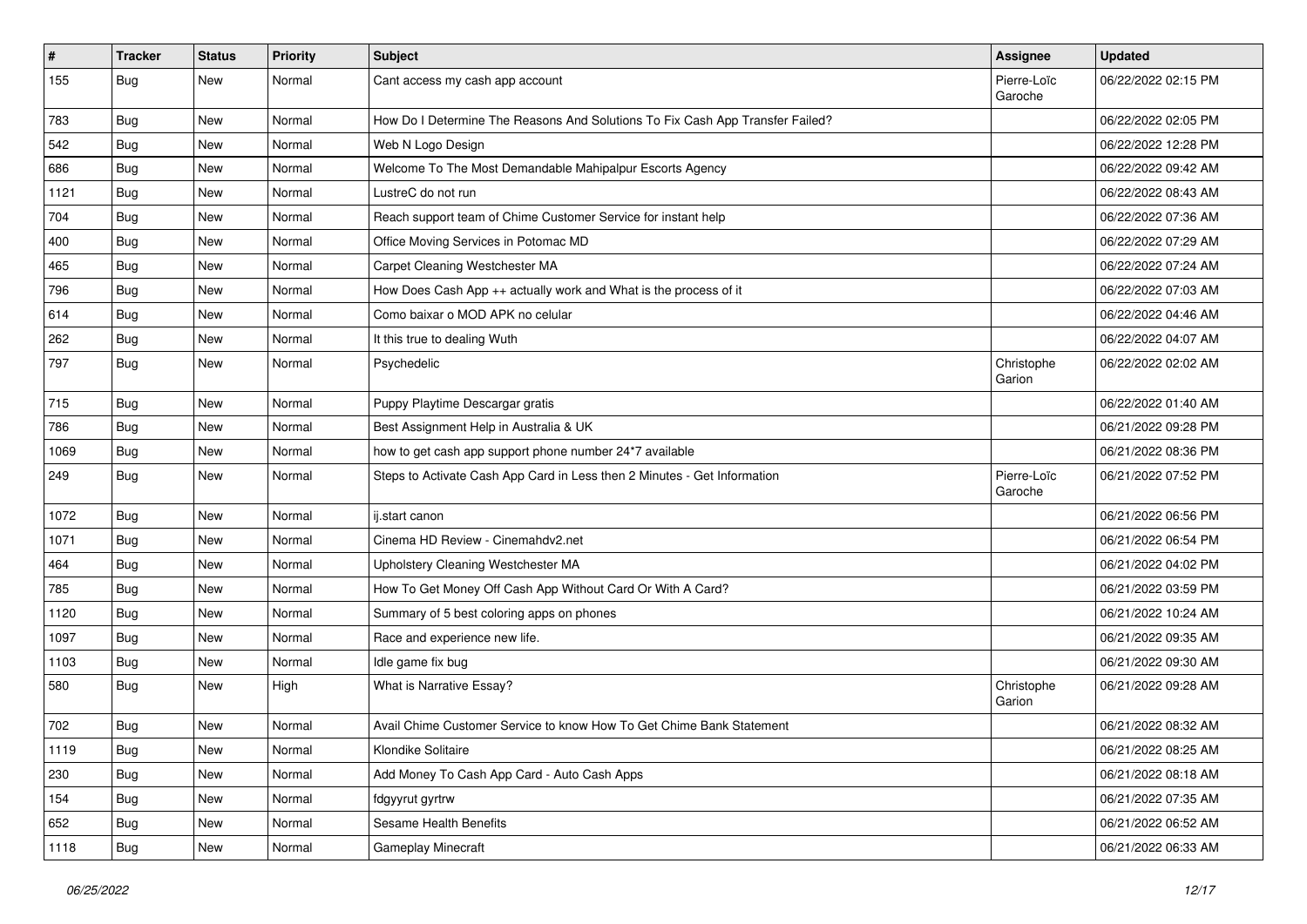| # | Tracker | Status | Priority | Subject | Assignee | Updated |
|---|---|---|---|---|---|---|
| 155 | Bug | New | Normal | Cant access my cash app account | Pierre-Loïc Garoche | 06/22/2022 02:15 PM |
| 783 | Bug | New | Normal | How Do I Determine The Reasons And Solutions To Fix Cash App Transfer Failed? | | 06/22/2022 02:05 PM |
| 542 | Bug | New | Normal | Web N Logo Design | | 06/22/2022 12:28 PM |
| 686 | Bug | New | Normal | Welcome To The Most Demandable Mahipalpur Escorts Agency | | 06/22/2022 09:42 AM |
| 1121 | Bug | New | Normal | LustreC do not run | | 06/22/2022 08:43 AM |
| 704 | Bug | New | Normal | Reach support team of Chime Customer Service for instant help | | 06/22/2022 07:36 AM |
| 400 | Bug | New | Normal | Office Moving Services in Potomac MD | | 06/22/2022 07:29 AM |
| 465 | Bug | New | Normal | Carpet Cleaning Westchester MA | | 06/22/2022 07:24 AM |
| 796 | Bug | New | Normal | How Does Cash App ++ actually work and What is the process of it | | 06/22/2022 07:03 AM |
| 614 | Bug | New | Normal | Como baixar o MOD APK no celular | | 06/22/2022 04:46 AM |
| 262 | Bug | New | Normal | It this true to dealing Wuth | | 06/22/2022 04:07 AM |
| 797 | Bug | New | Normal | Psychedelic | Christophe Garion | 06/22/2022 02:02 AM |
| 715 | Bug | New | Normal | Puppy Playtime Descargar gratis | | 06/22/2022 01:40 AM |
| 786 | Bug | New | Normal | Best Assignment Help in Australia & UK | | 06/21/2022 09:28 PM |
| 1069 | Bug | New | Normal | how to get cash app support phone number 24*7 available | | 06/21/2022 08:36 PM |
| 249 | Bug | New | Normal | Steps to Activate Cash App Card in Less then 2 Minutes - Get Information | Pierre-Loïc Garoche | 06/21/2022 07:52 PM |
| 1072 | Bug | New | Normal | ij.start canon | | 06/21/2022 06:56 PM |
| 1071 | Bug | New | Normal | Cinema HD Review - Cinemahdv2.net | | 06/21/2022 06:54 PM |
| 464 | Bug | New | Normal | Upholstery Cleaning Westchester MA | | 06/21/2022 04:02 PM |
| 785 | Bug | New | Normal | How To Get Money Off Cash App Without Card Or With A Card? | | 06/21/2022 03:59 PM |
| 1120 | Bug | New | Normal | Summary of 5 best coloring apps on phones | | 06/21/2022 10:24 AM |
| 1097 | Bug | New | Normal | Race and experience new life. | | 06/21/2022 09:35 AM |
| 1103 | Bug | New | Normal | Idle game fix bug | | 06/21/2022 09:30 AM |
| 580 | Bug | New | High | What is Narrative Essay? | Christophe Garion | 06/21/2022 09:28 AM |
| 702 | Bug | New | Normal | Avail Chime Customer Service to know How To Get Chime Bank Statement | | 06/21/2022 08:32 AM |
| 1119 | Bug | New | Normal | Klondike Solitaire | | 06/21/2022 08:25 AM |
| 230 | Bug | New | Normal | Add Money To Cash App Card - Auto Cash Apps | | 06/21/2022 08:18 AM |
| 154 | Bug | New | Normal | fdgyyrut gyrtrw | | 06/21/2022 07:35 AM |
| 652 | Bug | New | Normal | Sesame Health Benefits | | 06/21/2022 06:52 AM |
| 1118 | Bug | New | Normal | Gameplay Minecraft | | 06/21/2022 06:33 AM |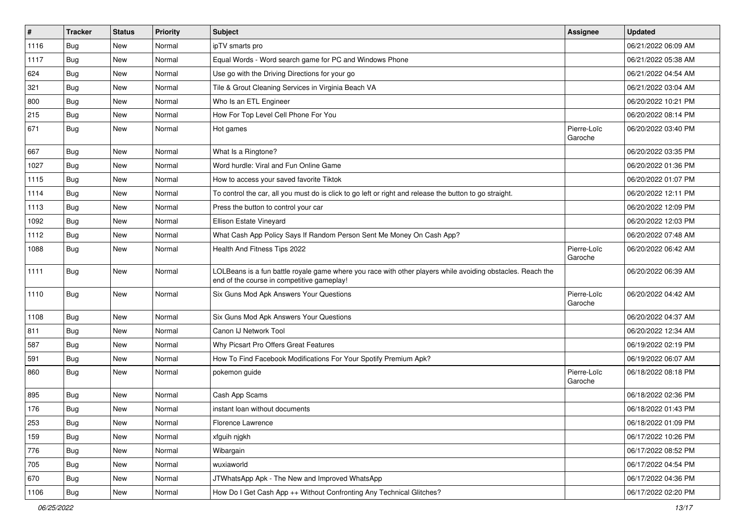| # | Tracker | Status | Priority | Subject | Assignee | Updated |
|---|---|---|---|---|---|---|
| 1116 | Bug | New | Normal | ipTV smarts pro | | 06/21/2022 06:09 AM |
| 1117 | Bug | New | Normal | Equal Words - Word search game for PC and Windows Phone | | 06/21/2022 05:38 AM |
| 624 | Bug | New | Normal | Use go with the Driving Directions for your go | | 06/21/2022 04:54 AM |
| 321 | Bug | New | Normal | Tile & Grout Cleaning Services in Virginia Beach VA | | 06/21/2022 03:04 AM |
| 800 | Bug | New | Normal | Who Is an ETL Engineer | | 06/20/2022 10:21 PM |
| 215 | Bug | New | Normal | How For Top Level Cell Phone For You | | 06/20/2022 08:14 PM |
| 671 | Bug | New | Normal | Hot games | Pierre-Loïc Garoche | 06/20/2022 03:40 PM |
| 667 | Bug | New | Normal | What Is a Ringtone? | | 06/20/2022 03:35 PM |
| 1027 | Bug | New | Normal | Word hurdle: Viral and Fun Online Game | | 06/20/2022 01:36 PM |
| 1115 | Bug | New | Normal | How to access your saved favorite Tiktok | | 06/20/2022 01:07 PM |
| 1114 | Bug | New | Normal | To control the car, all you must do is click to go left or right and release the button to go straight. | | 06/20/2022 12:11 PM |
| 1113 | Bug | New | Normal | Press the button to control your car | | 06/20/2022 12:09 PM |
| 1092 | Bug | New | Normal | Ellison Estate Vineyard | | 06/20/2022 12:03 PM |
| 1112 | Bug | New | Normal | What Cash App Policy Says If Random Person Sent Me Money On Cash App? | | 06/20/2022 07:48 AM |
| 1088 | Bug | New | Normal | Health And Fitness Tips 2022 | Pierre-Loïc Garoche | 06/20/2022 06:42 AM |
| 1111 | Bug | New | Normal | LOLBeans is a fun battle royale game where you race with other players while avoiding obstacles. Reach the end of the course in competitive gameplay! | | 06/20/2022 06:39 AM |
| 1110 | Bug | New | Normal | Six Guns Mod Apk Answers Your Questions | Pierre-Loïc Garoche | 06/20/2022 04:42 AM |
| 1108 | Bug | New | Normal | Six Guns Mod Apk Answers Your Questions | | 06/20/2022 04:37 AM |
| 811 | Bug | New | Normal | Canon IJ Network Tool | | 06/20/2022 12:34 AM |
| 587 | Bug | New | Normal | Why Picsart Pro Offers Great Features | | 06/19/2022 02:19 PM |
| 591 | Bug | New | Normal | How To Find Facebook Modifications For Your Spotify Premium Apk? | | 06/19/2022 06:07 AM |
| 860 | Bug | New | Normal | pokemon guide | Pierre-Loïc Garoche | 06/18/2022 08:18 PM |
| 895 | Bug | New | Normal | Cash App Scams | | 06/18/2022 02:36 PM |
| 176 | Bug | New | Normal | instant loan without documents | | 06/18/2022 01:43 PM |
| 253 | Bug | New | Normal | Florence Lawrence | | 06/18/2022 01:09 PM |
| 159 | Bug | New | Normal | xfguih njgkh | | 06/17/2022 10:26 PM |
| 776 | Bug | New | Normal | Wibargain | | 06/17/2022 08:52 PM |
| 705 | Bug | New | Normal | wuxiaworld | | 06/17/2022 04:54 PM |
| 670 | Bug | New | Normal | JTWhatsApp Apk - The New and Improved WhatsApp | | 06/17/2022 04:36 PM |
| 1106 | Bug | New | Normal | How Do I Get Cash App ++ Without Confronting Any Technical Glitches? | | 06/17/2022 02:20 PM |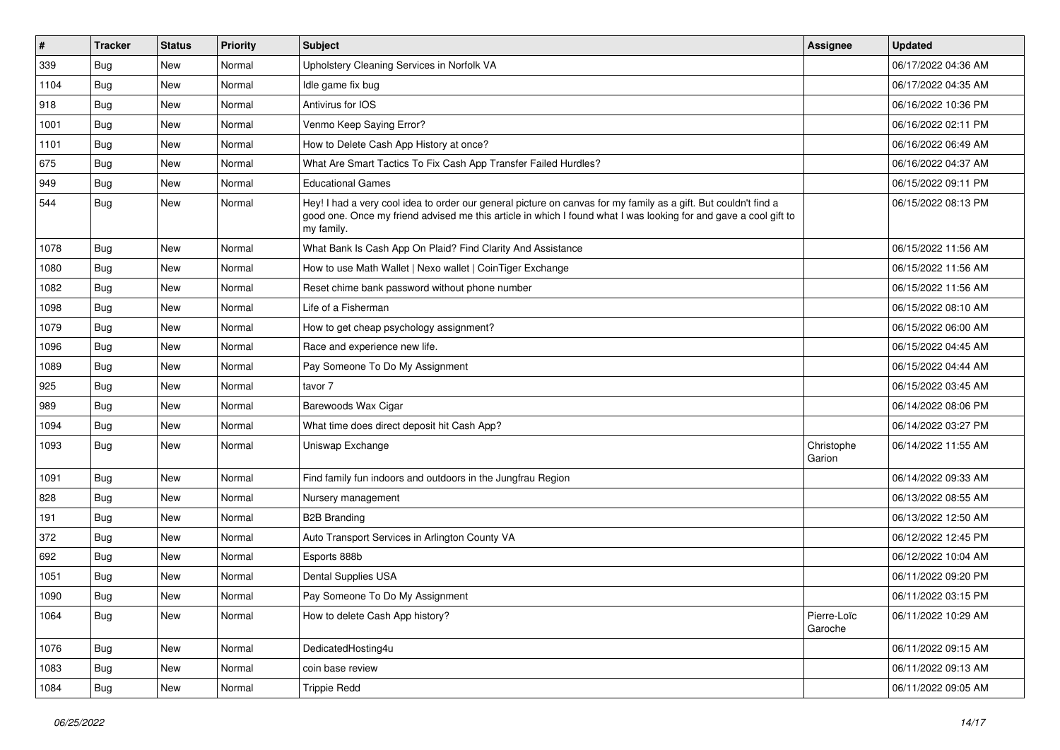| # | Tracker | Status | Priority | Subject | Assignee | Updated |
|---|---|---|---|---|---|---|
| 339 | Bug | New | Normal | Upholstery Cleaning Services in Norfolk VA | | 06/17/2022 04:36 AM |
| 1104 | Bug | New | Normal | Idle game fix bug | | 06/17/2022 04:35 AM |
| 918 | Bug | New | Normal | Antivirus for IOS | | 06/16/2022 10:36 PM |
| 1001 | Bug | New | Normal | Venmo Keep Saying Error? | | 06/16/2022 02:11 PM |
| 1101 | Bug | New | Normal | How to Delete Cash App History at once? | | 06/16/2022 06:49 AM |
| 675 | Bug | New | Normal | What Are Smart Tactics To Fix Cash App Transfer Failed Hurdles? | | 06/16/2022 04:37 AM |
| 949 | Bug | New | Normal | Educational Games | | 06/15/2022 09:11 PM |
| 544 | Bug | New | Normal | Hey! I had a very cool idea to order our general picture on canvas for my family as a gift. But couldn't find a good one. Once my friend advised me this article in which I found what I was looking for and gave a cool gift to my family. | | 06/15/2022 08:13 PM |
| 1078 | Bug | New | Normal | What Bank Is Cash App On Plaid? Find Clarity And Assistance | | 06/15/2022 11:56 AM |
| 1080 | Bug | New | Normal | How to use Math Wallet \| Nexo wallet \| CoinTiger Exchange | | 06/15/2022 11:56 AM |
| 1082 | Bug | New | Normal | Reset chime bank password without phone number | | 06/15/2022 11:56 AM |
| 1098 | Bug | New | Normal | Life of a Fisherman | | 06/15/2022 08:10 AM |
| 1079 | Bug | New | Normal | How to get cheap psychology assignment? | | 06/15/2022 06:00 AM |
| 1096 | Bug | New | Normal | Race and experience new life. | | 06/15/2022 04:45 AM |
| 1089 | Bug | New | Normal | Pay Someone To Do My Assignment | | 06/15/2022 04:44 AM |
| 925 | Bug | New | Normal | tavor 7 | | 06/15/2022 03:45 AM |
| 989 | Bug | New | Normal | Barewoods Wax Cigar | | 06/14/2022 08:06 PM |
| 1094 | Bug | New | Normal | What time does direct deposit hit Cash App? | | 06/14/2022 03:27 PM |
| 1093 | Bug | New | Normal | Uniswap Exchange | Christophe Garion | 06/14/2022 11:55 AM |
| 1091 | Bug | New | Normal | Find family fun indoors and outdoors in the Jungfrau Region | | 06/14/2022 09:33 AM |
| 828 | Bug | New | Normal | Nursery management | | 06/13/2022 08:55 AM |
| 191 | Bug | New | Normal | B2B Branding | | 06/13/2022 12:50 AM |
| 372 | Bug | New | Normal | Auto Transport Services in Arlington County VA | | 06/12/2022 12:45 PM |
| 692 | Bug | New | Normal | Esports 888b | | 06/12/2022 10:04 AM |
| 1051 | Bug | New | Normal | Dental Supplies USA | | 06/11/2022 09:20 PM |
| 1090 | Bug | New | Normal | Pay Someone To Do My Assignment | | 06/11/2022 03:15 PM |
| 1064 | Bug | New | Normal | How to delete Cash App history? | Pierre-Loïc Garoche | 06/11/2022 10:29 AM |
| 1076 | Bug | New | Normal | DedicatedHosting4u | | 06/11/2022 09:15 AM |
| 1083 | Bug | New | Normal | coin base review | | 06/11/2022 09:13 AM |
| 1084 | Bug | New | Normal | Trippie Redd | | 06/11/2022 09:05 AM |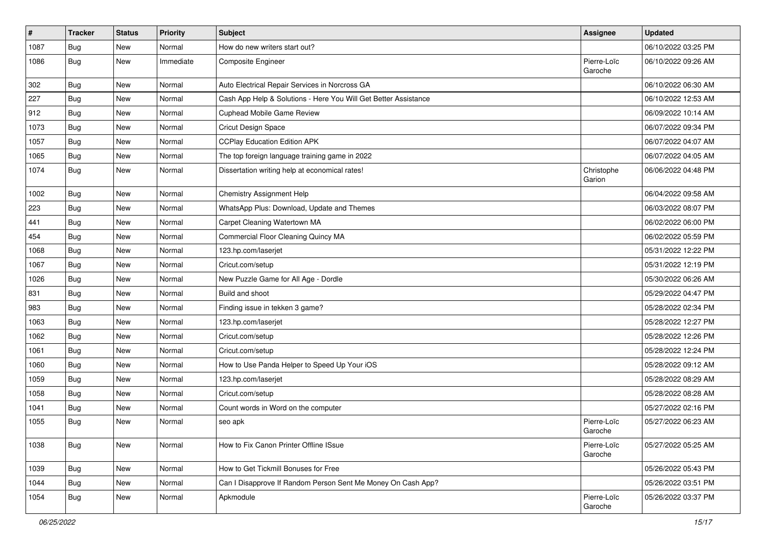| # | Tracker | Status | Priority | Subject | Assignee | Updated |
|---|---|---|---|---|---|---|
| 1087 | Bug | New | Normal | How do new writers start out? | | 06/10/2022 03:25 PM |
| 1086 | Bug | New | Immediate | Composite Engineer | Pierre-Loïc Garoche | 06/10/2022 09:26 AM |
| 302 | Bug | New | Normal | Auto Electrical Repair Services in Norcross GA | | 06/10/2022 06:30 AM |
| 227 | Bug | New | Normal | Cash App Help & Solutions - Here You Will Get Better Assistance | | 06/10/2022 12:53 AM |
| 912 | Bug | New | Normal | Cuphead Mobile Game Review | | 06/09/2022 10:14 AM |
| 1073 | Bug | New | Normal | Cricut Design Space | | 06/07/2022 09:34 PM |
| 1057 | Bug | New | Normal | CCPlay Education Edition APK | | 06/07/2022 04:07 AM |
| 1065 | Bug | New | Normal | The top foreign language training game in 2022 | | 06/07/2022 04:05 AM |
| 1074 | Bug | New | Normal | Dissertation writing help at economical rates! | Christophe Garion | 06/06/2022 04:48 PM |
| 1002 | Bug | New | Normal | Chemistry Assignment Help | | 06/04/2022 09:58 AM |
| 223 | Bug | New | Normal | WhatsApp Plus: Download, Update and Themes | | 06/03/2022 08:07 PM |
| 441 | Bug | New | Normal | Carpet Cleaning Watertown MA | | 06/02/2022 06:00 PM |
| 454 | Bug | New | Normal | Commercial Floor Cleaning Quincy MA | | 06/02/2022 05:59 PM |
| 1068 | Bug | New | Normal | 123.hp.com/laserjet | | 05/31/2022 12:22 PM |
| 1067 | Bug | New | Normal | Cricut.com/setup | | 05/31/2022 12:19 PM |
| 1026 | Bug | New | Normal | New Puzzle Game for All Age - Dordle | | 05/30/2022 06:26 AM |
| 831 | Bug | New | Normal | Build and shoot | | 05/29/2022 04:47 PM |
| 983 | Bug | New | Normal | Finding issue in tekken 3 game? | | 05/28/2022 02:34 PM |
| 1063 | Bug | New | Normal | 123.hp.com/laserjet | | 05/28/2022 12:27 PM |
| 1062 | Bug | New | Normal | Cricut.com/setup | | 05/28/2022 12:26 PM |
| 1061 | Bug | New | Normal | Cricut.com/setup | | 05/28/2022 12:24 PM |
| 1060 | Bug | New | Normal | How to Use Panda Helper to Speed Up Your iOS | | 05/28/2022 09:12 AM |
| 1059 | Bug | New | Normal | 123.hp.com/laserjet | | 05/28/2022 08:29 AM |
| 1058 | Bug | New | Normal | Cricut.com/setup | | 05/28/2022 08:28 AM |
| 1041 | Bug | New | Normal | Count words in Word on the computer | | 05/27/2022 02:16 PM |
| 1055 | Bug | New | Normal | seo apk | Pierre-Loïc Garoche | 05/27/2022 06:23 AM |
| 1038 | Bug | New | Normal | How to Fix Canon Printer Offline ISsue | Pierre-Loïc Garoche | 05/27/2022 05:25 AM |
| 1039 | Bug | New | Normal | How to Get Tickmill Bonuses for Free | | 05/26/2022 05:43 PM |
| 1044 | Bug | New | Normal | Can I Disapprove If Random Person Sent Me Money On Cash App? | | 05/26/2022 03:51 PM |
| 1054 | Bug | New | Normal | Apkmodule | Pierre-Loïc Garoche | 05/26/2022 03:37 PM |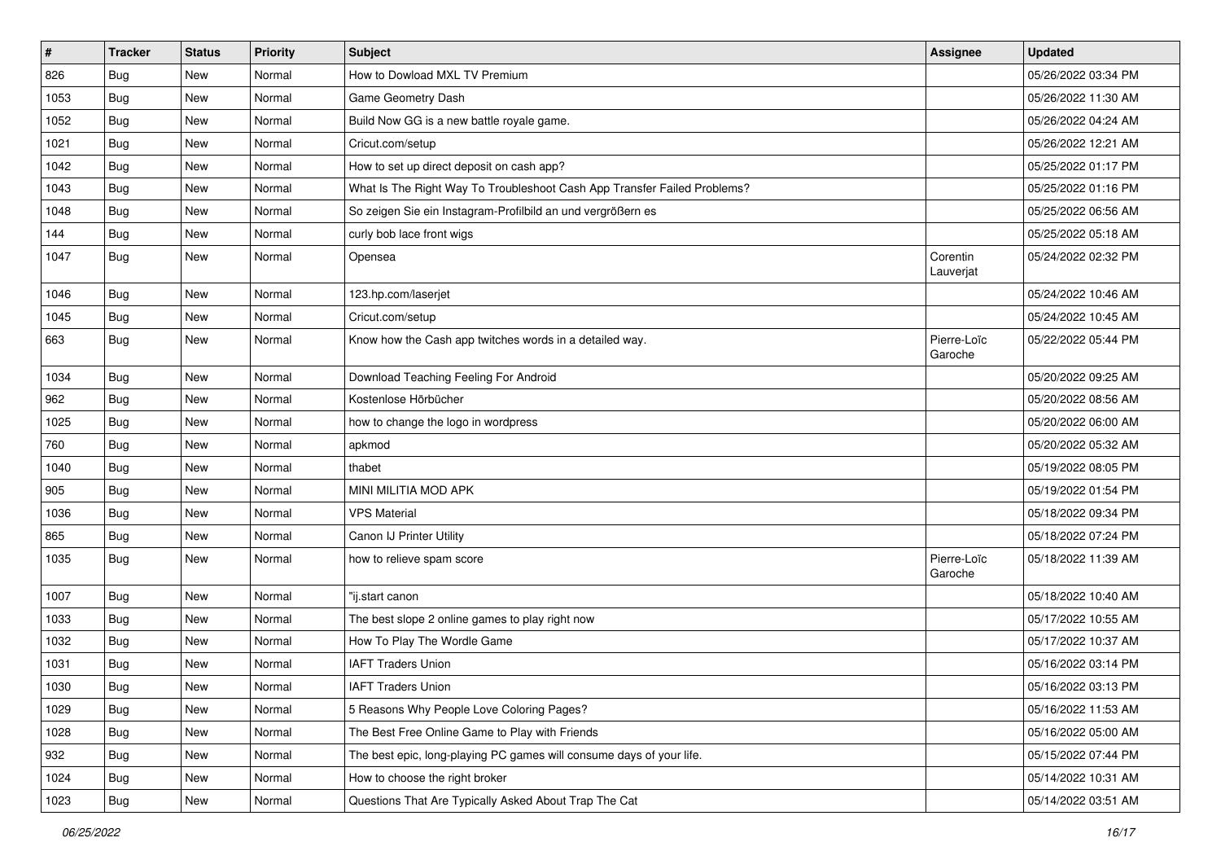| # | Tracker | Status | Priority | Subject | Assignee | Updated |
|---|---|---|---|---|---|---|
| 826 | Bug | New | Normal | How to Dowload MXL TV Premium | | 05/26/2022 03:34 PM |
| 1053 | Bug | New | Normal | Game Geometry Dash | | 05/26/2022 11:30 AM |
| 1052 | Bug | New | Normal | Build Now GG is a new battle royale game. | | 05/26/2022 04:24 AM |
| 1021 | Bug | New | Normal | Cricut.com/setup | | 05/26/2022 12:21 AM |
| 1042 | Bug | New | Normal | How to set up direct deposit on cash app? | | 05/25/2022 01:17 PM |
| 1043 | Bug | New | Normal | What Is The Right Way To Troubleshoot Cash App Transfer Failed Problems? | | 05/25/2022 01:16 PM |
| 1048 | Bug | New | Normal | So zeigen Sie ein Instagram-Profilbild an und vergrößern es | | 05/25/2022 06:56 AM |
| 144 | Bug | New | Normal | curly bob lace front wigs | | 05/25/2022 05:18 AM |
| 1047 | Bug | New | Normal | Opensea | Corentin Lauverjat | 05/24/2022 02:32 PM |
| 1046 | Bug | New | Normal | 123.hp.com/laserjet | | 05/24/2022 10:46 AM |
| 1045 | Bug | New | Normal | Cricut.com/setup | | 05/24/2022 10:45 AM |
| 663 | Bug | New | Normal | Know how the Cash app twitches words in a detailed way. | Pierre-Loïc Garoche | 05/22/2022 05:44 PM |
| 1034 | Bug | New | Normal | Download Teaching Feeling For Android | | 05/20/2022 09:25 AM |
| 962 | Bug | New | Normal | Kostenlose Hörbücher | | 05/20/2022 08:56 AM |
| 1025 | Bug | New | Normal | how to change the logo in wordpress | | 05/20/2022 06:00 AM |
| 760 | Bug | New | Normal | apkmod | | 05/20/2022 05:32 AM |
| 1040 | Bug | New | Normal | thabet | | 05/19/2022 08:05 PM |
| 905 | Bug | New | Normal | MINI MILITIA MOD APK | | 05/19/2022 01:54 PM |
| 1036 | Bug | New | Normal | VPS Material | | 05/18/2022 09:34 PM |
| 865 | Bug | New | Normal | Canon IJ Printer Utility | | 05/18/2022 07:24 PM |
| 1035 | Bug | New | Normal | how to relieve spam score | Pierre-Loïc Garoche | 05/18/2022 11:39 AM |
| 1007 | Bug | New | Normal | "ij.start canon | | 05/18/2022 10:40 AM |
| 1033 | Bug | New | Normal | The best slope 2 online games to play right now | | 05/17/2022 10:55 AM |
| 1032 | Bug | New | Normal | How To Play The Wordle Game | | 05/17/2022 10:37 AM |
| 1031 | Bug | New | Normal | IAFT Traders Union | | 05/16/2022 03:14 PM |
| 1030 | Bug | New | Normal | IAFT Traders Union | | 05/16/2022 03:13 PM |
| 1029 | Bug | New | Normal | 5 Reasons Why People Love Coloring Pages? | | 05/16/2022 11:53 AM |
| 1028 | Bug | New | Normal | The Best Free Online Game to Play with Friends | | 05/16/2022 05:00 AM |
| 932 | Bug | New | Normal | The best epic, long-playing PC games will consume days of your life. | | 05/15/2022 07:44 PM |
| 1024 | Bug | New | Normal | How to choose the right broker | | 05/14/2022 10:31 AM |
| 1023 | Bug | New | Normal | Questions That Are Typically Asked About Trap The Cat | | 05/14/2022 03:51 AM |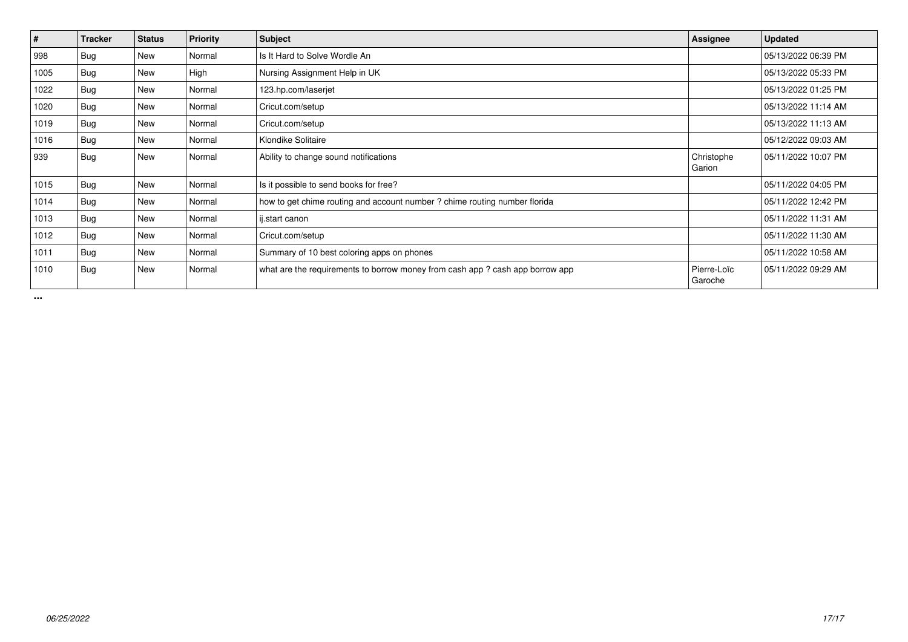| # | Tracker | Status | Priority | Subject | Assignee | Updated |
|---|---|---|---|---|---|---|
| 998 | Bug | New | Normal | Is It Hard to Solve Wordle An | | 05/13/2022 06:39 PM |
| 1005 | Bug | New | High | Nursing Assignment Help in UK | | 05/13/2022 05:33 PM |
| 1022 | Bug | New | Normal | 123.hp.com/laserjet | | 05/13/2022 01:25 PM |
| 1020 | Bug | New | Normal | Cricut.com/setup | | 05/13/2022 11:14 AM |
| 1019 | Bug | New | Normal | Cricut.com/setup | | 05/13/2022 11:13 AM |
| 1016 | Bug | New | Normal | Klondike Solitaire | | 05/12/2022 09:03 AM |
| 939 | Bug | New | Normal | Ability to change sound notifications | Christophe Garion | 05/11/2022 10:07 PM |
| 1015 | Bug | New | Normal | Is it possible to send books for free? | | 05/11/2022 04:05 PM |
| 1014 | Bug | New | Normal | how to get chime routing and account number ? chime routing number florida | | 05/11/2022 12:42 PM |
| 1013 | Bug | New | Normal | ij.start canon | | 05/11/2022 11:31 AM |
| 1012 | Bug | New | Normal | Cricut.com/setup | | 05/11/2022 11:30 AM |
| 1011 | Bug | New | Normal | Summary of 10 best coloring apps on phones | | 05/11/2022 10:58 AM |
| 1010 | Bug | New | Normal | what are the requirements to borrow money from cash app ? cash app borrow app | Pierre-Loïc Garoche | 05/11/2022 09:29 AM |

...